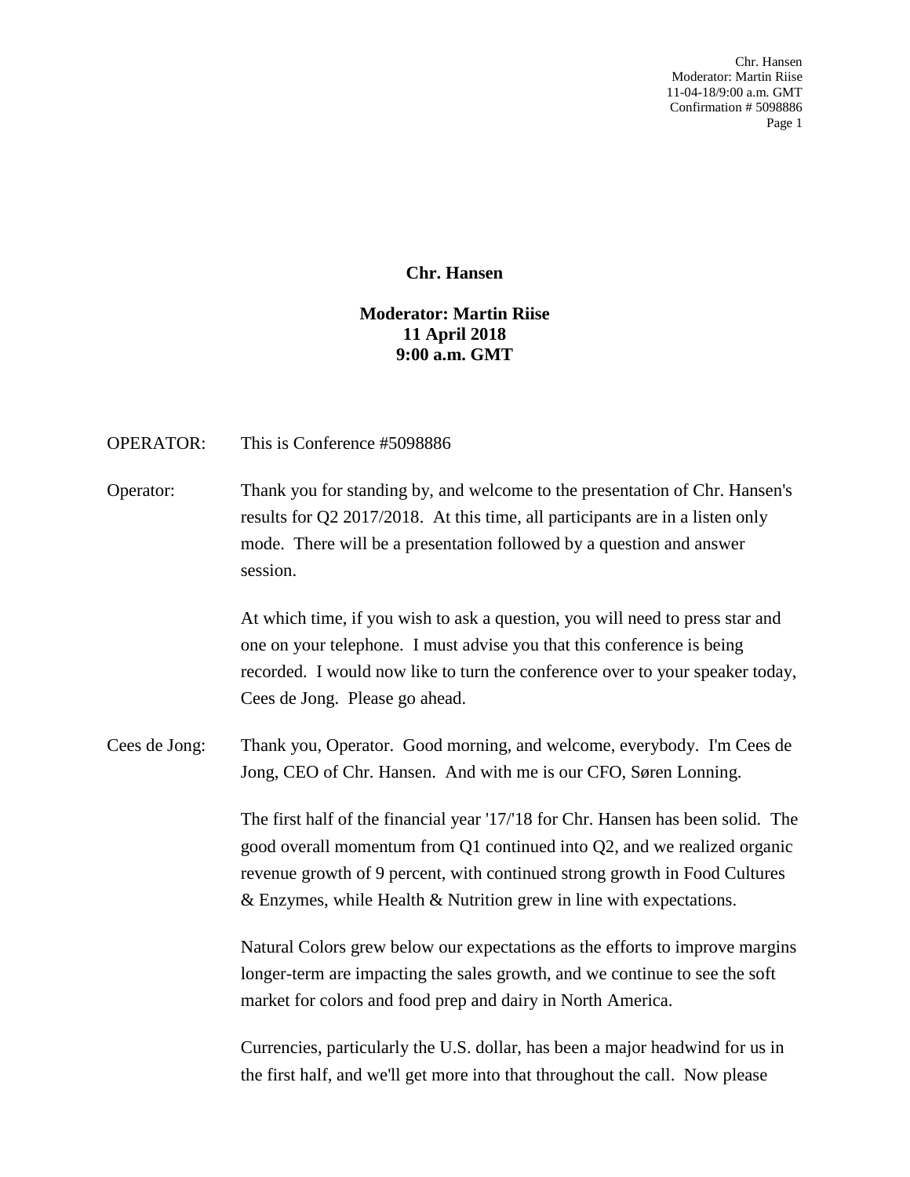**Chr. Hansen**

**Moderator: Martin Riise**
**11 April 2018**
**9:00 a.m. GMT**

OPERATOR: This is Conference #5098886

Operator: Thank you for standing by, and welcome to the presentation of Chr. Hansen's results for Q2 2017/2018. At this time, all participants are in a listen only mode. There will be a presentation followed by a question and answer session.

At which time, if you wish to ask a question, you will need to press star and one on your telephone. I must advise you that this conference is being recorded. I would now like to turn the conference over to your speaker today, Cees de Jong. Please go ahead.

Cees de Jong: Thank you, Operator. Good morning, and welcome, everybody. I'm Cees de Jong, CEO of Chr. Hansen. And with me is our CFO, Søren Lonning.

The first half of the financial year '17/'18 for Chr. Hansen has been solid. The good overall momentum from Q1 continued into Q2, and we realized organic revenue growth of 9 percent, with continued strong growth in Food Cultures & Enzymes, while Health & Nutrition grew in line with expectations.

Natural Colors grew below our expectations as the efforts to improve margins longer-term are impacting the sales growth, and we continue to see the soft market for colors and food prep and dairy in North America.

Currencies, particularly the U.S. dollar, has been a major headwind for us in the first half, and we'll get more into that throughout the call. Now please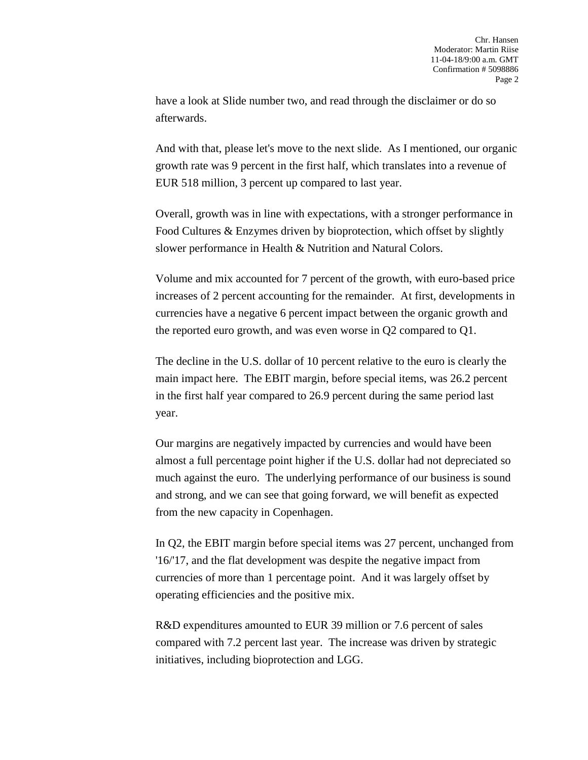have a look at Slide number two, and read through the disclaimer or do so afterwards.

And with that, please let's move to the next slide. As I mentioned, our organic growth rate was 9 percent in the first half, which translates into a revenue of EUR 518 million, 3 percent up compared to last year.

Overall, growth was in line with expectations, with a stronger performance in Food Cultures & Enzymes driven by bioprotection, which offset by slightly slower performance in Health & Nutrition and Natural Colors.

Volume and mix accounted for 7 percent of the growth, with euro-based price increases of 2 percent accounting for the remainder. At first, developments in currencies have a negative 6 percent impact between the organic growth and the reported euro growth, and was even worse in Q2 compared to Q1.

The decline in the U.S. dollar of 10 percent relative to the euro is clearly the main impact here. The EBIT margin, before special items, was 26.2 percent in the first half year compared to 26.9 percent during the same period last year.

Our margins are negatively impacted by currencies and would have been almost a full percentage point higher if the U.S. dollar had not depreciated so much against the euro. The underlying performance of our business is sound and strong, and we can see that going forward, we will benefit as expected from the new capacity in Copenhagen.

In Q2, the EBIT margin before special items was 27 percent, unchanged from '16/'17, and the flat development was despite the negative impact from currencies of more than 1 percentage point. And it was largely offset by operating efficiencies and the positive mix.

R&D expenditures amounted to EUR 39 million or 7.6 percent of sales compared with 7.2 percent last year. The increase was driven by strategic initiatives, including bioprotection and LGG.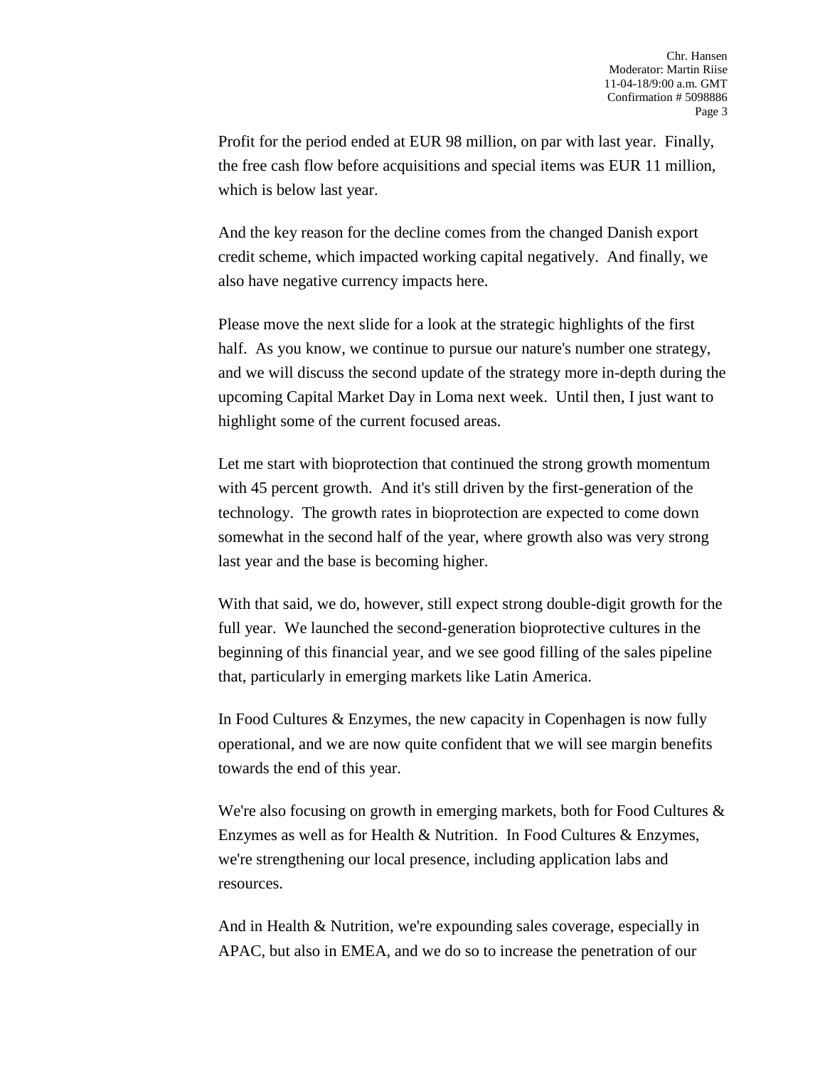Profit for the period ended at EUR 98 million, on par with last year. Finally, the free cash flow before acquisitions and special items was EUR 11 million, which is below last year.

And the key reason for the decline comes from the changed Danish export credit scheme, which impacted working capital negatively. And finally, we also have negative currency impacts here.

Please move the next slide for a look at the strategic highlights of the first half. As you know, we continue to pursue our nature's number one strategy, and we will discuss the second update of the strategy more in-depth during the upcoming Capital Market Day in Loma next week. Until then, I just want to highlight some of the current focused areas.

Let me start with bioprotection that continued the strong growth momentum with 45 percent growth. And it's still driven by the first-generation of the technology. The growth rates in bioprotection are expected to come down somewhat in the second half of the year, where growth also was very strong last year and the base is becoming higher.

With that said, we do, however, still expect strong double-digit growth for the full year. We launched the second-generation bioprotective cultures in the beginning of this financial year, and we see good filling of the sales pipeline that, particularly in emerging markets like Latin America.

In Food Cultures & Enzymes, the new capacity in Copenhagen is now fully operational, and we are now quite confident that we will see margin benefits towards the end of this year.

We're also focusing on growth in emerging markets, both for Food Cultures & Enzymes as well as for Health & Nutrition. In Food Cultures & Enzymes, we're strengthening our local presence, including application labs and resources.

And in Health & Nutrition, we're expounding sales coverage, especially in APAC, but also in EMEA, and we do so to increase the penetration of our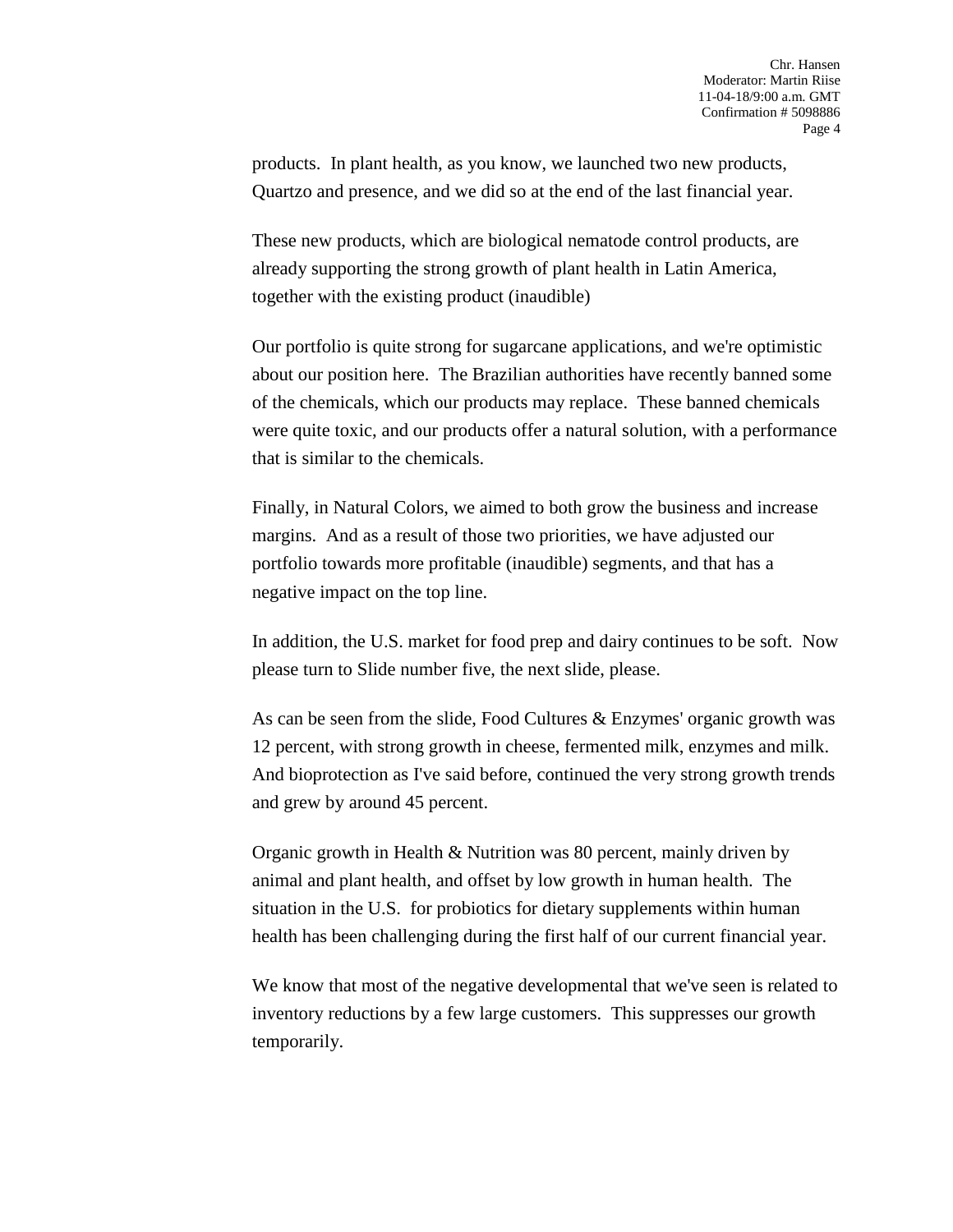products. In plant health, as you know, we launched two new products, Quartzo and presence, and we did so at the end of the last financial year.

These new products, which are biological nematode control products, are already supporting the strong growth of plant health in Latin America, together with the existing product (inaudible)

Our portfolio is quite strong for sugarcane applications, and we're optimistic about our position here. The Brazilian authorities have recently banned some of the chemicals, which our products may replace. These banned chemicals were quite toxic, and our products offer a natural solution, with a performance that is similar to the chemicals.

Finally, in Natural Colors, we aimed to both grow the business and increase margins. And as a result of those two priorities, we have adjusted our portfolio towards more profitable (inaudible) segments, and that has a negative impact on the top line.

In addition, the U.S. market for food prep and dairy continues to be soft. Now please turn to Slide number five, the next slide, please.

As can be seen from the slide, Food Cultures & Enzymes' organic growth was 12 percent, with strong growth in cheese, fermented milk, enzymes and milk. And bioprotection as I've said before, continued the very strong growth trends and grew by around 45 percent.

Organic growth in Health & Nutrition was 80 percent, mainly driven by animal and plant health, and offset by low growth in human health. The situation in the U.S. for probiotics for dietary supplements within human health has been challenging during the first half of our current financial year.

We know that most of the negative developmental that we've seen is related to inventory reductions by a few large customers. This suppresses our growth temporarily.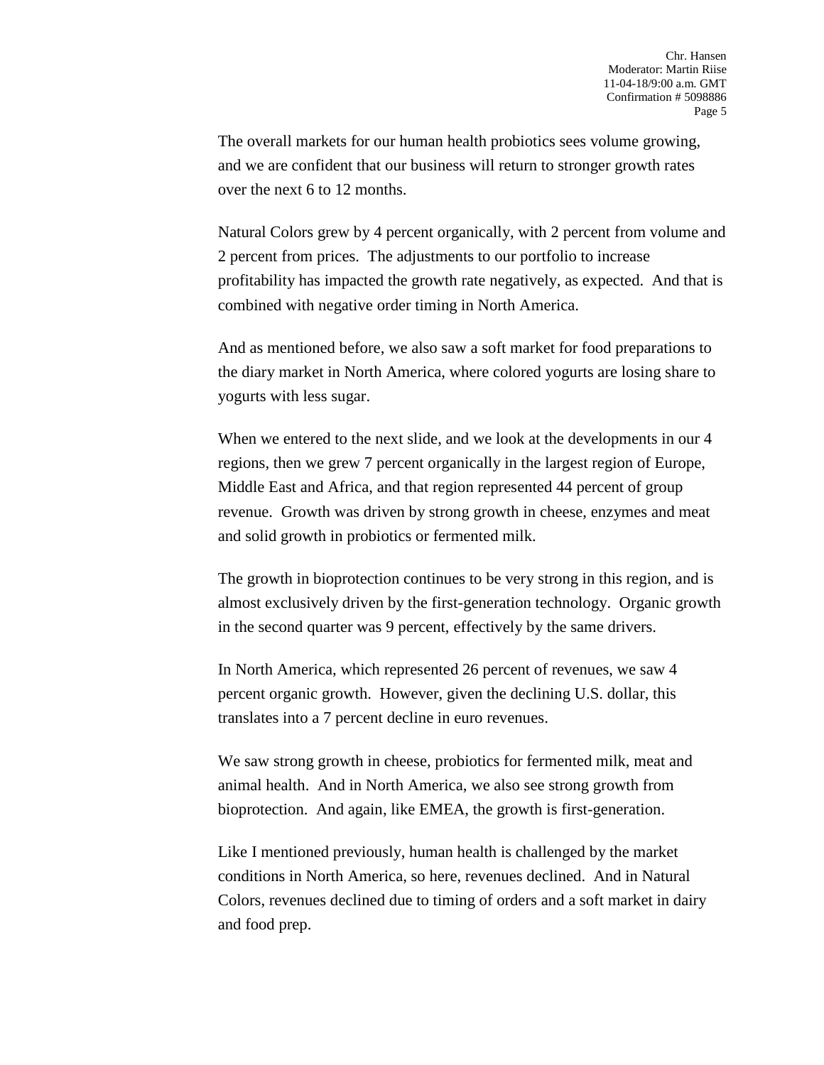The overall markets for our human health probiotics sees volume growing, and we are confident that our business will return to stronger growth rates over the next 6 to 12 months.

Natural Colors grew by 4 percent organically, with 2 percent from volume and 2 percent from prices. The adjustments to our portfolio to increase profitability has impacted the growth rate negatively, as expected. And that is combined with negative order timing in North America.

And as mentioned before, we also saw a soft market for food preparations to the diary market in North America, where colored yogurts are losing share to yogurts with less sugar.

When we entered to the next slide, and we look at the developments in our 4 regions, then we grew 7 percent organically in the largest region of Europe, Middle East and Africa, and that region represented 44 percent of group revenue. Growth was driven by strong growth in cheese, enzymes and meat and solid growth in probiotics or fermented milk.

The growth in bioprotection continues to be very strong in this region, and is almost exclusively driven by the first-generation technology. Organic growth in the second quarter was 9 percent, effectively by the same drivers.

In North America, which represented 26 percent of revenues, we saw 4 percent organic growth. However, given the declining U.S. dollar, this translates into a 7 percent decline in euro revenues.

We saw strong growth in cheese, probiotics for fermented milk, meat and animal health. And in North America, we also see strong growth from bioprotection. And again, like EMEA, the growth is first-generation.

Like I mentioned previously, human health is challenged by the market conditions in North America, so here, revenues declined. And in Natural Colors, revenues declined due to timing of orders and a soft market in dairy and food prep.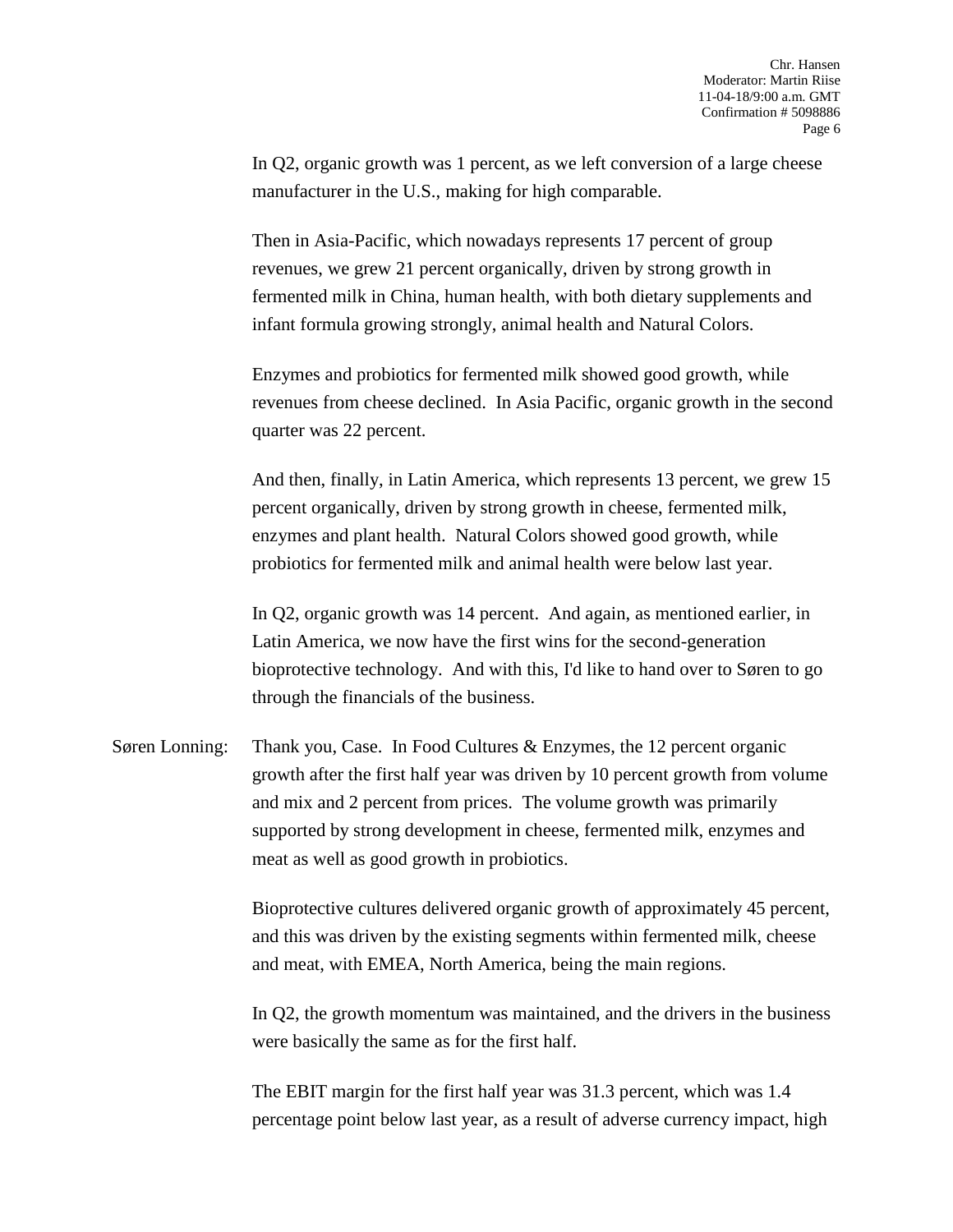In Q2, organic growth was 1 percent, as we left conversion of a large cheese manufacturer in the U.S., making for high comparable.

Then in Asia-Pacific, which nowadays represents 17 percent of group revenues, we grew 21 percent organically, driven by strong growth in fermented milk in China, human health, with both dietary supplements and infant formula growing strongly, animal health and Natural Colors.

Enzymes and probiotics for fermented milk showed good growth, while revenues from cheese declined. In Asia Pacific, organic growth in the second quarter was 22 percent.

And then, finally, in Latin America, which represents 13 percent, we grew 15 percent organically, driven by strong growth in cheese, fermented milk, enzymes and plant health. Natural Colors showed good growth, while probiotics for fermented milk and animal health were below last year.

In Q2, organic growth was 14 percent. And again, as mentioned earlier, in Latin America, we now have the first wins for the second-generation bioprotective technology. And with this, I'd like to hand over to Søren to go through the financials of the business.

Søren Lonning: Thank you, Case. In Food Cultures & Enzymes, the 12 percent organic growth after the first half year was driven by 10 percent growth from volume and mix and 2 percent from prices. The volume growth was primarily supported by strong development in cheese, fermented milk, enzymes and meat as well as good growth in probiotics.

Bioprotective cultures delivered organic growth of approximately 45 percent, and this was driven by the existing segments within fermented milk, cheese and meat, with EMEA, North America, being the main regions.

In Q2, the growth momentum was maintained, and the drivers in the business were basically the same as for the first half.

The EBIT margin for the first half year was 31.3 percent, which was 1.4 percentage point below last year, as a result of adverse currency impact, high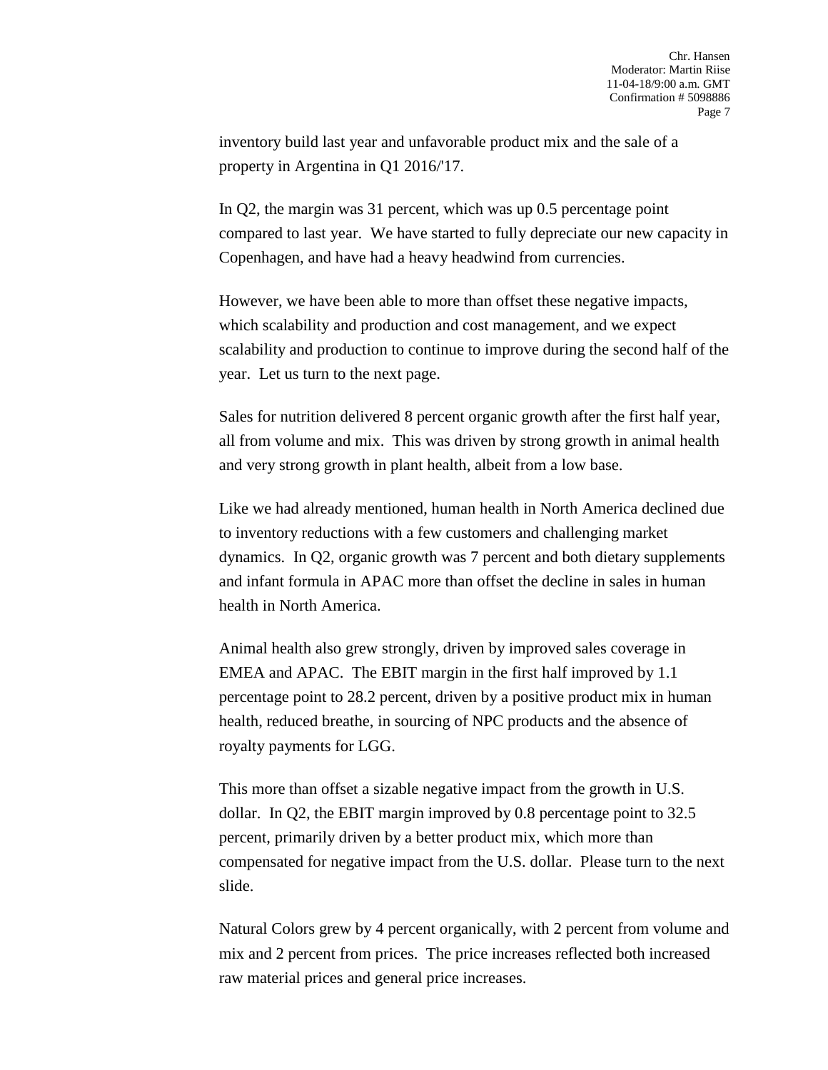inventory build last year and unfavorable product mix and the sale of a property in Argentina in Q1 2016/'17.

In Q2, the margin was 31 percent, which was up 0.5 percentage point compared to last year. We have started to fully depreciate our new capacity in Copenhagen, and have had a heavy headwind from currencies.

However, we have been able to more than offset these negative impacts, which scalability and production and cost management, and we expect scalability and production to continue to improve during the second half of the year. Let us turn to the next page.

Sales for nutrition delivered 8 percent organic growth after the first half year, all from volume and mix. This was driven by strong growth in animal health and very strong growth in plant health, albeit from a low base.

Like we had already mentioned, human health in North America declined due to inventory reductions with a few customers and challenging market dynamics. In Q2, organic growth was 7 percent and both dietary supplements and infant formula in APAC more than offset the decline in sales in human health in North America.

Animal health also grew strongly, driven by improved sales coverage in EMEA and APAC. The EBIT margin in the first half improved by 1.1 percentage point to 28.2 percent, driven by a positive product mix in human health, reduced breathe, in sourcing of NPC products and the absence of royalty payments for LGG.

This more than offset a sizable negative impact from the growth in U.S. dollar. In Q2, the EBIT margin improved by 0.8 percentage point to 32.5 percent, primarily driven by a better product mix, which more than compensated for negative impact from the U.S. dollar. Please turn to the next slide.

Natural Colors grew by 4 percent organically, with 2 percent from volume and mix and 2 percent from prices. The price increases reflected both increased raw material prices and general price increases.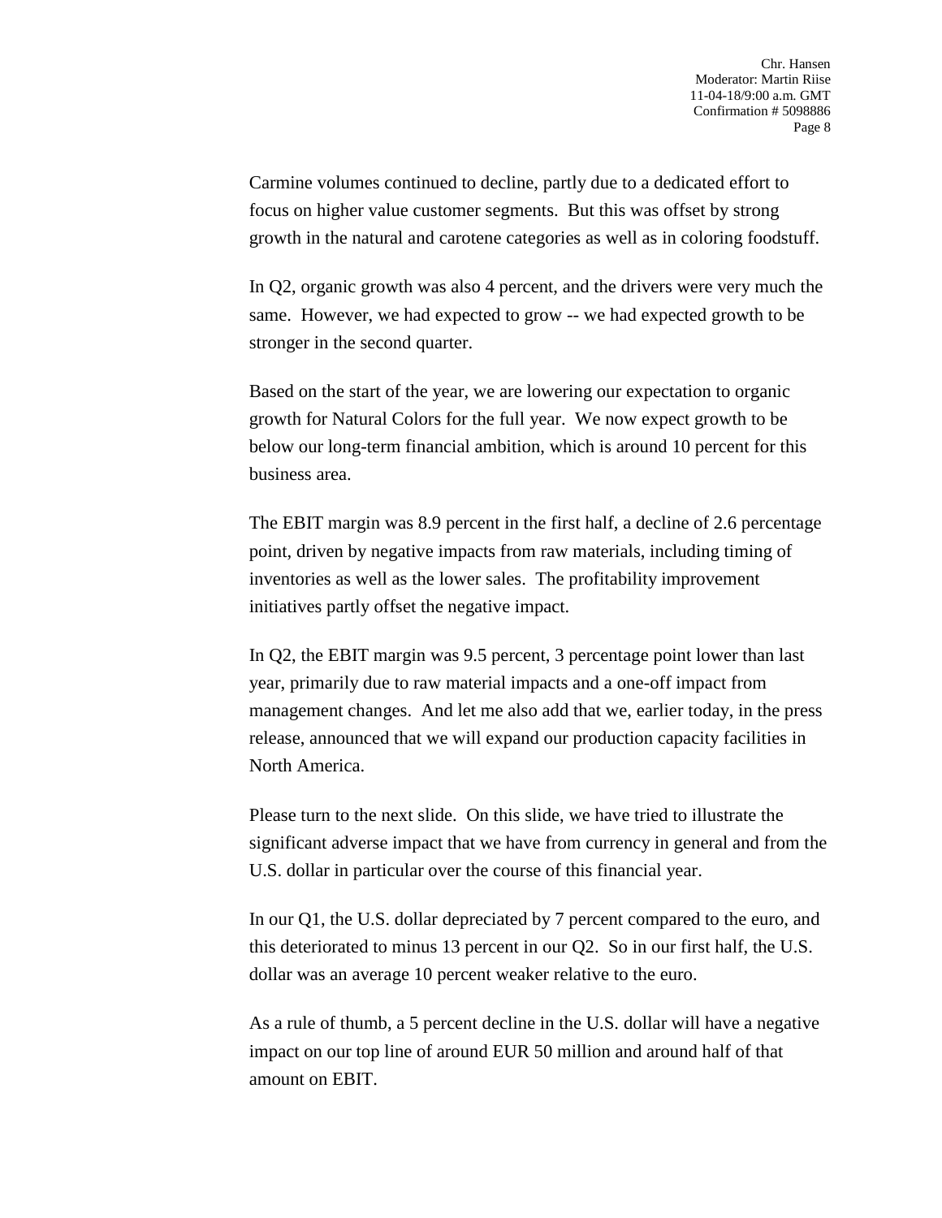Carmine volumes continued to decline, partly due to a dedicated effort to focus on higher value customer segments. But this was offset by strong growth in the natural and carotene categories as well as in coloring foodstuff.

In Q2, organic growth was also 4 percent, and the drivers were very much the same. However, we had expected to grow -- we had expected growth to be stronger in the second quarter.

Based on the start of the year, we are lowering our expectation to organic growth for Natural Colors for the full year. We now expect growth to be below our long-term financial ambition, which is around 10 percent for this business area.

The EBIT margin was 8.9 percent in the first half, a decline of 2.6 percentage point, driven by negative impacts from raw materials, including timing of inventories as well as the lower sales. The profitability improvement initiatives partly offset the negative impact.

In Q2, the EBIT margin was 9.5 percent, 3 percentage point lower than last year, primarily due to raw material impacts and a one-off impact from management changes. And let me also add that we, earlier today, in the press release, announced that we will expand our production capacity facilities in North America.

Please turn to the next slide. On this slide, we have tried to illustrate the significant adverse impact that we have from currency in general and from the U.S. dollar in particular over the course of this financial year.

In our Q1, the U.S. dollar depreciated by 7 percent compared to the euro, and this deteriorated to minus 13 percent in our Q2. So in our first half, the U.S. dollar was an average 10 percent weaker relative to the euro.

As a rule of thumb, a 5 percent decline in the U.S. dollar will have a negative impact on our top line of around EUR 50 million and around half of that amount on EBIT.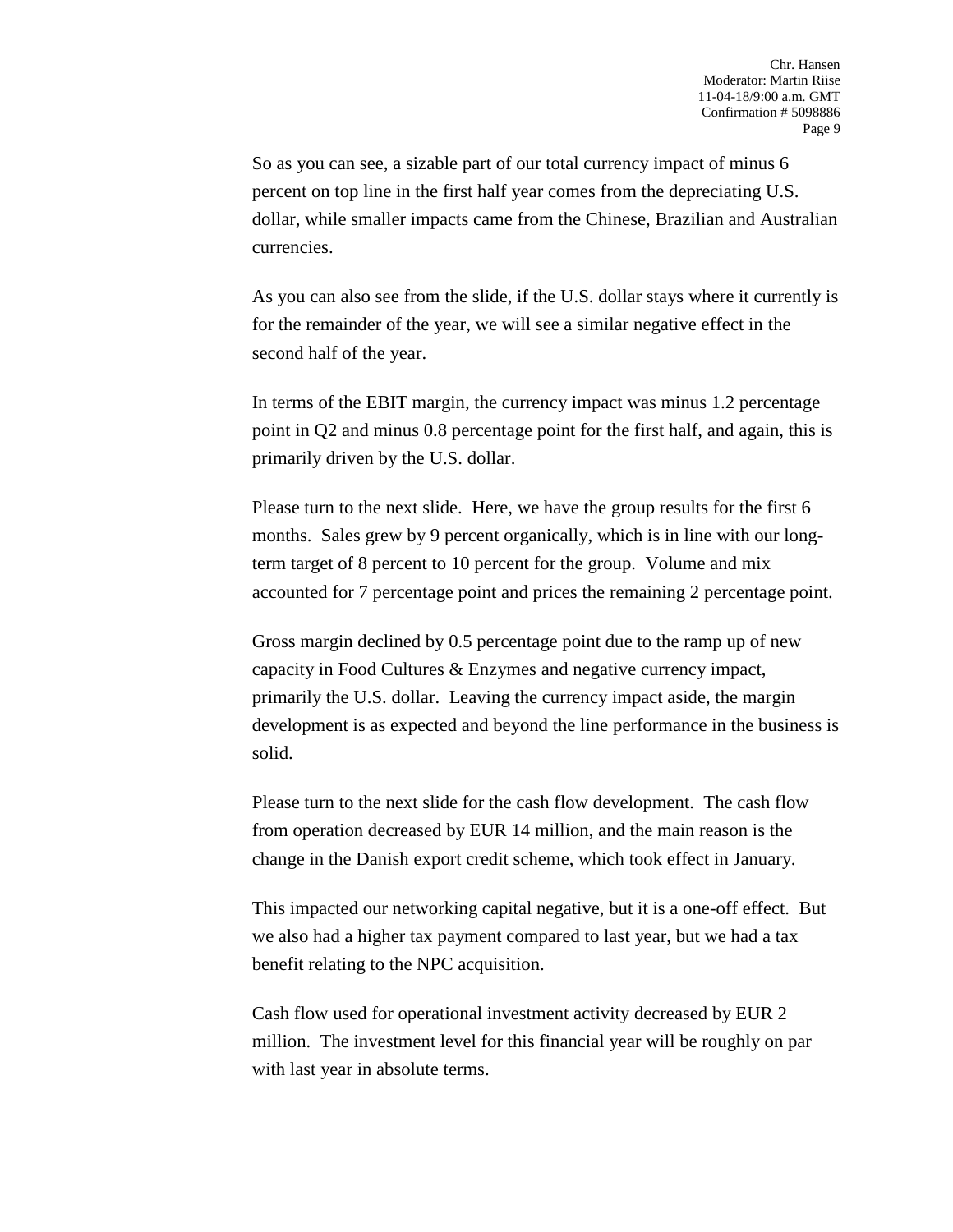So as you can see, a sizable part of our total currency impact of minus 6 percent on top line in the first half year comes from the depreciating U.S. dollar, while smaller impacts came from the Chinese, Brazilian and Australian currencies.

As you can also see from the slide, if the U.S. dollar stays where it currently is for the remainder of the year, we will see a similar negative effect in the second half of the year.

In terms of the EBIT margin, the currency impact was minus 1.2 percentage point in Q2 and minus 0.8 percentage point for the first half, and again, this is primarily driven by the U.S. dollar.

Please turn to the next slide. Here, we have the group results for the first 6 months. Sales grew by 9 percent organically, which is in line with our long-term target of 8 percent to 10 percent for the group. Volume and mix accounted for 7 percentage point and prices the remaining 2 percentage point.

Gross margin declined by 0.5 percentage point due to the ramp up of new capacity in Food Cultures & Enzymes and negative currency impact, primarily the U.S. dollar. Leaving the currency impact aside, the margin development is as expected and beyond the line performance in the business is solid.

Please turn to the next slide for the cash flow development. The cash flow from operation decreased by EUR 14 million, and the main reason is the change in the Danish export credit scheme, which took effect in January.

This impacted our networking capital negative, but it is a one-off effect. But we also had a higher tax payment compared to last year, but we had a tax benefit relating to the NPC acquisition.

Cash flow used for operational investment activity decreased by EUR 2 million. The investment level for this financial year will be roughly on par with last year in absolute terms.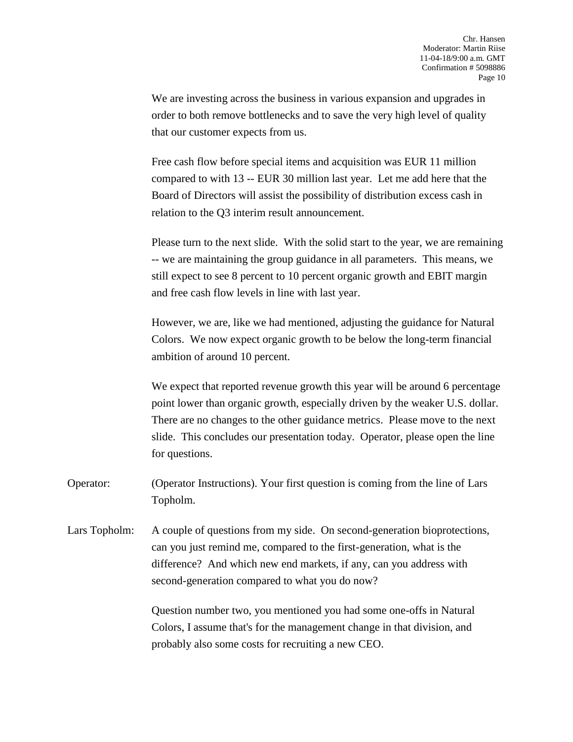We are investing across the business in various expansion and upgrades in order to both remove bottlenecks and to save the very high level of quality that our customer expects from us.

Free cash flow before special items and acquisition was EUR 11 million compared to with 13 -- EUR 30 million last year. Let me add here that the Board of Directors will assist the possibility of distribution excess cash in relation to the Q3 interim result announcement.

Please turn to the next slide. With the solid start to the year, we are remaining -- we are maintaining the group guidance in all parameters. This means, we still expect to see 8 percent to 10 percent organic growth and EBIT margin and free cash flow levels in line with last year.

However, we are, like we had mentioned, adjusting the guidance for Natural Colors. We now expect organic growth to be below the long-term financial ambition of around 10 percent.

We expect that reported revenue growth this year will be around 6 percentage point lower than organic growth, especially driven by the weaker U.S. dollar. There are no changes to the other guidance metrics. Please move to the next slide. This concludes our presentation today. Operator, please open the line for questions.

Operator: (Operator Instructions). Your first question is coming from the line of Lars Topholm.

Lars Topholm: A couple of questions from my side. On second-generation bioprotections, can you just remind me, compared to the first-generation, what is the difference? And which new end markets, if any, can you address with second-generation compared to what you do now?

Question number two, you mentioned you had some one-offs in Natural Colors, I assume that's for the management change in that division, and probably also some costs for recruiting a new CEO.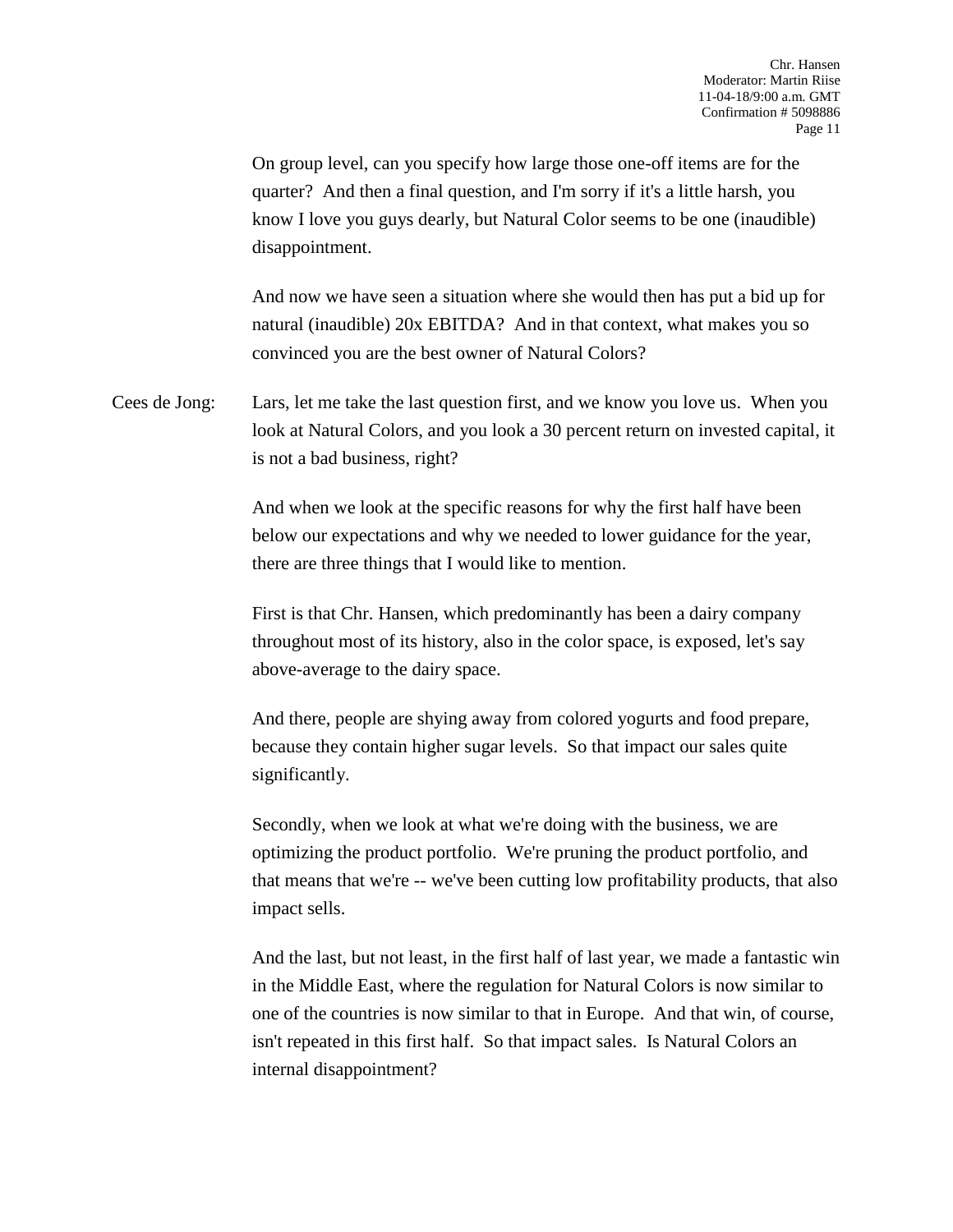On group level, can you specify how large those one-off items are for the quarter? And then a final question, and I'm sorry if it's a little harsh, you know I love you guys dearly, but Natural Color seems to be one (inaudible) disappointment.

And now we have seen a situation where she would then has put a bid up for natural (inaudible) 20x EBITDA? And in that context, what makes you so convinced you are the best owner of Natural Colors?

Cees de Jong: Lars, let me take the last question first, and we know you love us. When you look at Natural Colors, and you look a 30 percent return on invested capital, it is not a bad business, right?

And when we look at the specific reasons for why the first half have been below our expectations and why we needed to lower guidance for the year, there are three things that I would like to mention.

First is that Chr. Hansen, which predominantly has been a dairy company throughout most of its history, also in the color space, is exposed, let's say above-average to the dairy space.

And there, people are shying away from colored yogurts and food prepare, because they contain higher sugar levels. So that impact our sales quite significantly.

Secondly, when we look at what we're doing with the business, we are optimizing the product portfolio. We're pruning the product portfolio, and that means that we're -- we've been cutting low profitability products, that also impact sells.

And the last, but not least, in the first half of last year, we made a fantastic win in the Middle East, where the regulation for Natural Colors is now similar to one of the countries is now similar to that in Europe. And that win, of course, isn't repeated in this first half. So that impact sales. Is Natural Colors an internal disappointment?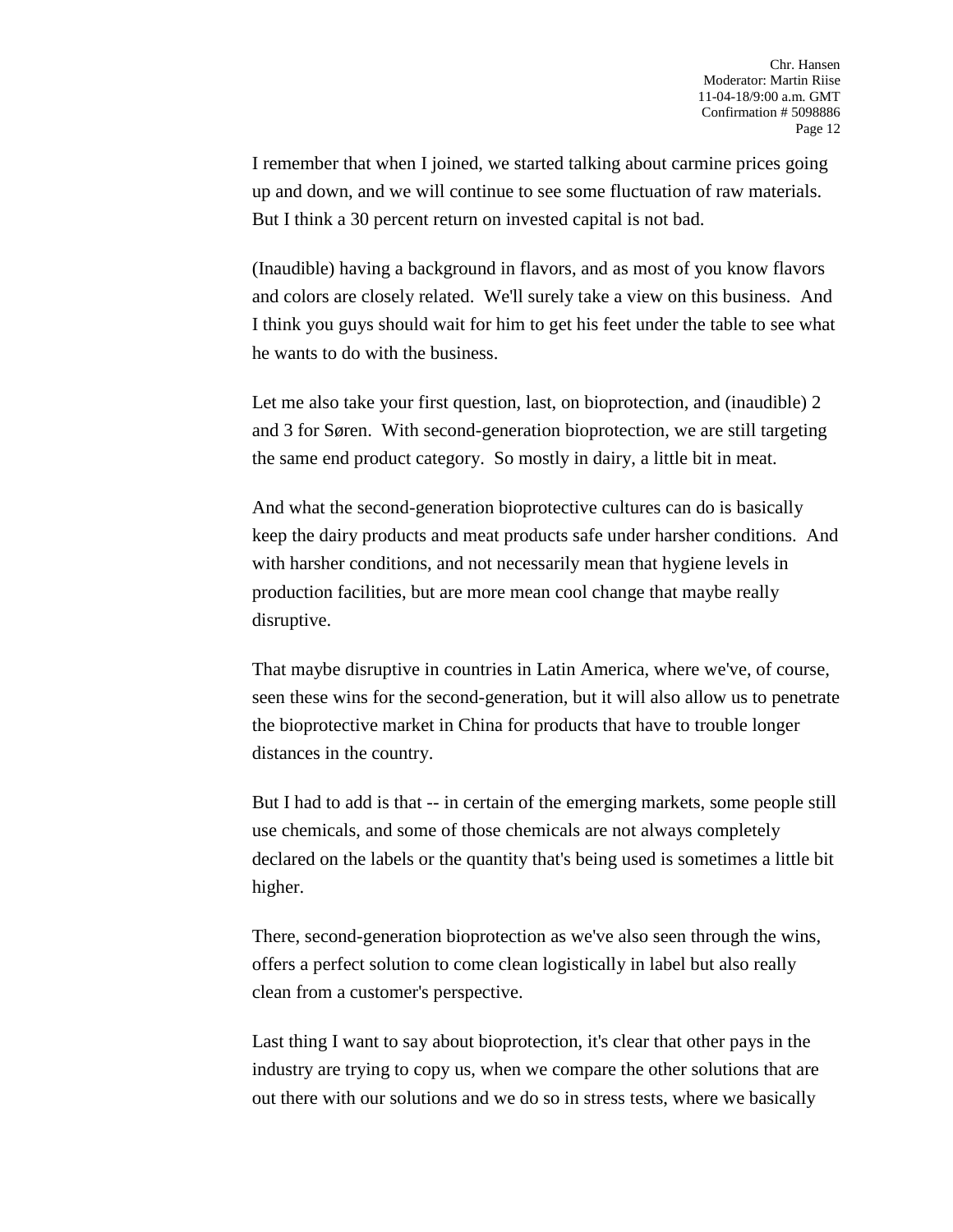I remember that when I joined, we started talking about carmine prices going up and down, and we will continue to see some fluctuation of raw materials. But I think a 30 percent return on invested capital is not bad.

(Inaudible) having a background in flavors, and as most of you know flavors and colors are closely related. We'll surely take a view on this business. And I think you guys should wait for him to get his feet under the table to see what he wants to do with the business.

Let me also take your first question, last, on bioprotection, and (inaudible) 2 and 3 for Søren. With second-generation bioprotection, we are still targeting the same end product category. So mostly in dairy, a little bit in meat.

And what the second-generation bioprotective cultures can do is basically keep the dairy products and meat products safe under harsher conditions. And with harsher conditions, and not necessarily mean that hygiene levels in production facilities, but are more mean cool change that maybe really disruptive.

That maybe disruptive in countries in Latin America, where we've, of course, seen these wins for the second-generation, but it will also allow us to penetrate the bioprotective market in China for products that have to trouble longer distances in the country.

But I had to add is that -- in certain of the emerging markets, some people still use chemicals, and some of those chemicals are not always completely declared on the labels or the quantity that's being used is sometimes a little bit higher.

There, second-generation bioprotection as we've also seen through the wins, offers a perfect solution to come clean logistically in label but also really clean from a customer's perspective.

Last thing I want to say about bioprotection, it's clear that other pays in the industry are trying to copy us, when we compare the other solutions that are out there with our solutions and we do so in stress tests, where we basically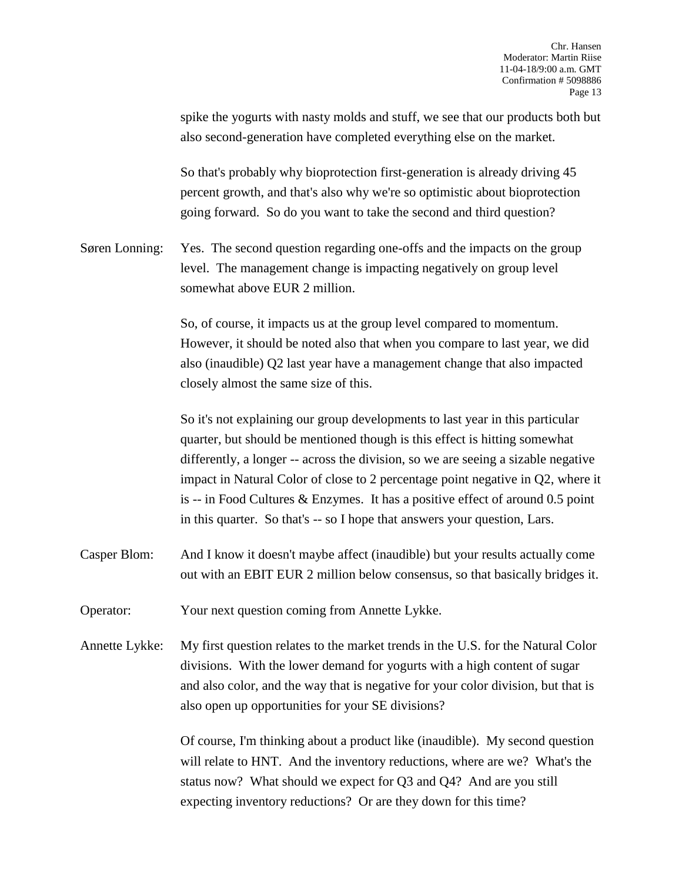spike the yogurts with nasty molds and stuff, we see that our products both but also second-generation have completed everything else on the market.

So that's probably why bioprotection first-generation is already driving 45 percent growth, and that's also why we're so optimistic about bioprotection going forward. So do you want to take the second and third question?

Søren Lonning: Yes. The second question regarding one-offs and the impacts on the group level. The management change is impacting negatively on group level somewhat above EUR 2 million.

So, of course, it impacts us at the group level compared to momentum. However, it should be noted also that when you compare to last year, we did also (inaudible) Q2 last year have a management change that also impacted closely almost the same size of this.

So it's not explaining our group developments to last year in this particular quarter, but should be mentioned though is this effect is hitting somewhat differently, a longer -- across the division, so we are seeing a sizable negative impact in Natural Color of close to 2 percentage point negative in Q2, where it is -- in Food Cultures & Enzymes. It has a positive effect of around 0.5 point in this quarter. So that's -- so I hope that answers your question, Lars.

Casper Blom: And I know it doesn't maybe affect (inaudible) but your results actually come out with an EBIT EUR 2 million below consensus, so that basically bridges it.

Operator: Your next question coming from Annette Lykke.

Annette Lykke: My first question relates to the market trends in the U.S. for the Natural Color divisions. With the lower demand for yogurts with a high content of sugar and also color, and the way that is negative for your color division, but that is also open up opportunities for your SE divisions?

Of course, I'm thinking about a product like (inaudible). My second question will relate to HNT. And the inventory reductions, where are we? What's the status now? What should we expect for Q3 and Q4? And are you still expecting inventory reductions? Or are they down for this time?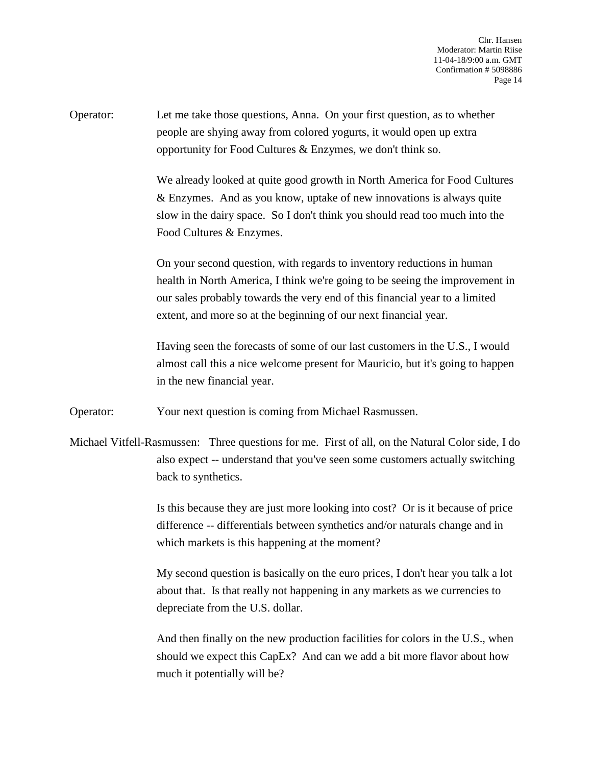Operator: Let me take those questions, Anna. On your first question, as to whether people are shying away from colored yogurts, it would open up extra opportunity for Food Cultures & Enzymes, we don't think so.

We already looked at quite good growth in North America for Food Cultures & Enzymes. And as you know, uptake of new innovations is always quite slow in the dairy space. So I don't think you should read too much into the Food Cultures & Enzymes.

On your second question, with regards to inventory reductions in human health in North America, I think we're going to be seeing the improvement in our sales probably towards the very end of this financial year to a limited extent, and more so at the beginning of our next financial year.

Having seen the forecasts of some of our last customers in the U.S., I would almost call this a nice welcome present for Mauricio, but it's going to happen in the new financial year.

Operator: Your next question is coming from Michael Rasmussen.

Michael Vitfell-Rasmussen: Three questions for me. First of all, on the Natural Color side, I do also expect -- understand that you've seen some customers actually switching back to synthetics.

Is this because they are just more looking into cost? Or is it because of price difference -- differentials between synthetics and/or naturals change and in which markets is this happening at the moment?

My second question is basically on the euro prices, I don't hear you talk a lot about that. Is that really not happening in any markets as we currencies to depreciate from the U.S. dollar.

And then finally on the new production facilities for colors in the U.S., when should we expect this CapEx? And can we add a bit more flavor about how much it potentially will be?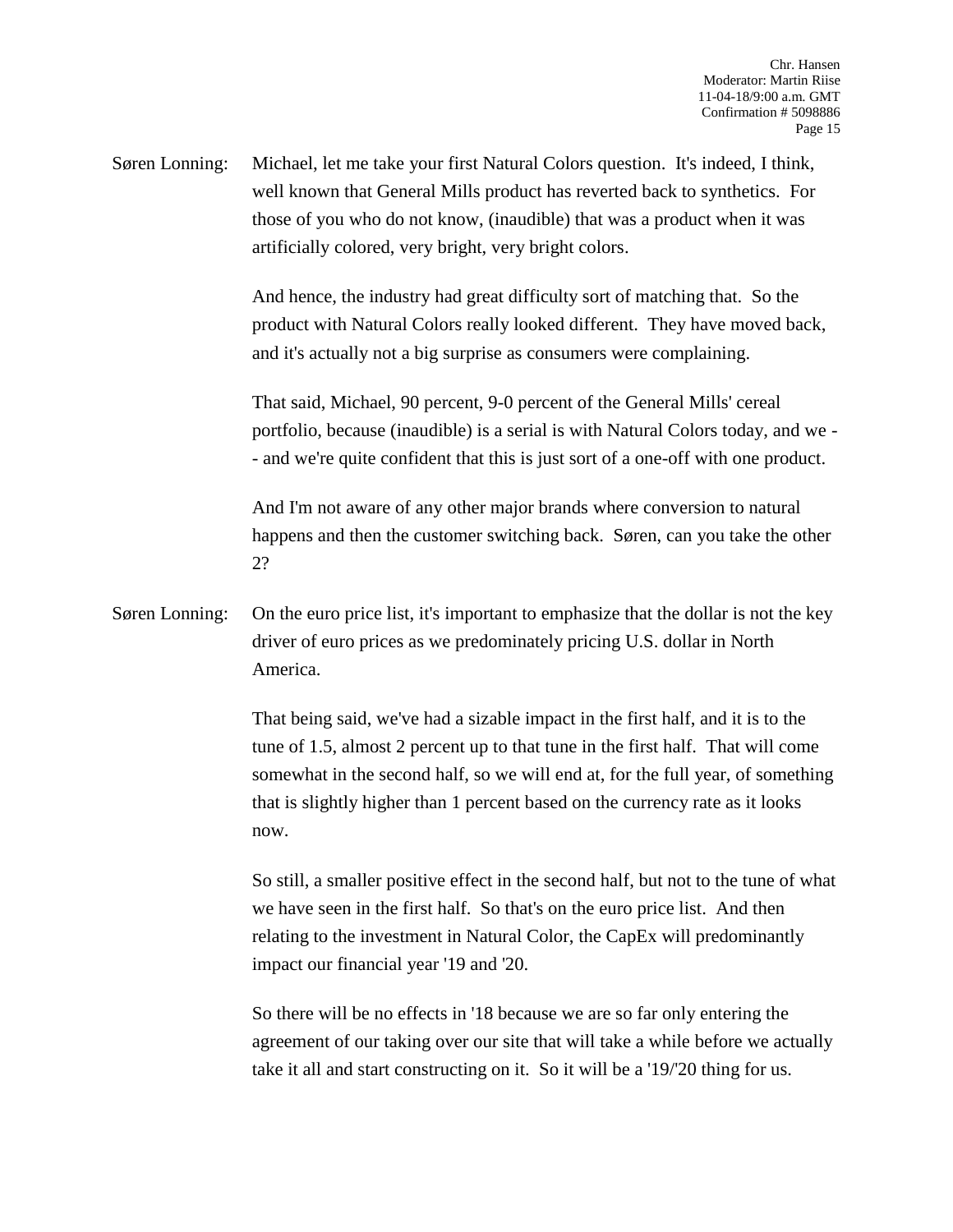Søren Lonning: Michael, let me take your first Natural Colors question. It's indeed, I think, well known that General Mills product has reverted back to synthetics. For those of you who do not know, (inaudible) that was a product when it was artificially colored, very bright, very bright colors.

And hence, the industry had great difficulty sort of matching that. So the product with Natural Colors really looked different. They have moved back, and it's actually not a big surprise as consumers were complaining.

That said, Michael, 90 percent, 9-0 percent of the General Mills' cereal portfolio, because (inaudible) is a serial is with Natural Colors today, and we - - and we're quite confident that this is just sort of a one-off with one product.

And I'm not aware of any other major brands where conversion to natural happens and then the customer switching back. Søren, can you take the other 2?

Søren Lonning: On the euro price list, it's important to emphasize that the dollar is not the key driver of euro prices as we predominately pricing U.S. dollar in North America.

That being said, we've had a sizable impact in the first half, and it is to the tune of 1.5, almost 2 percent up to that tune in the first half. That will come somewhat in the second half, so we will end at, for the full year, of something that is slightly higher than 1 percent based on the currency rate as it looks now.

So still, a smaller positive effect in the second half, but not to the tune of what we have seen in the first half. So that's on the euro price list. And then relating to the investment in Natural Color, the CapEx will predominantly impact our financial year '19 and '20.

So there will be no effects in '18 because we are so far only entering the agreement of our taking over our site that will take a while before we actually take it all and start constructing on it. So it will be a '19/'20 thing for us.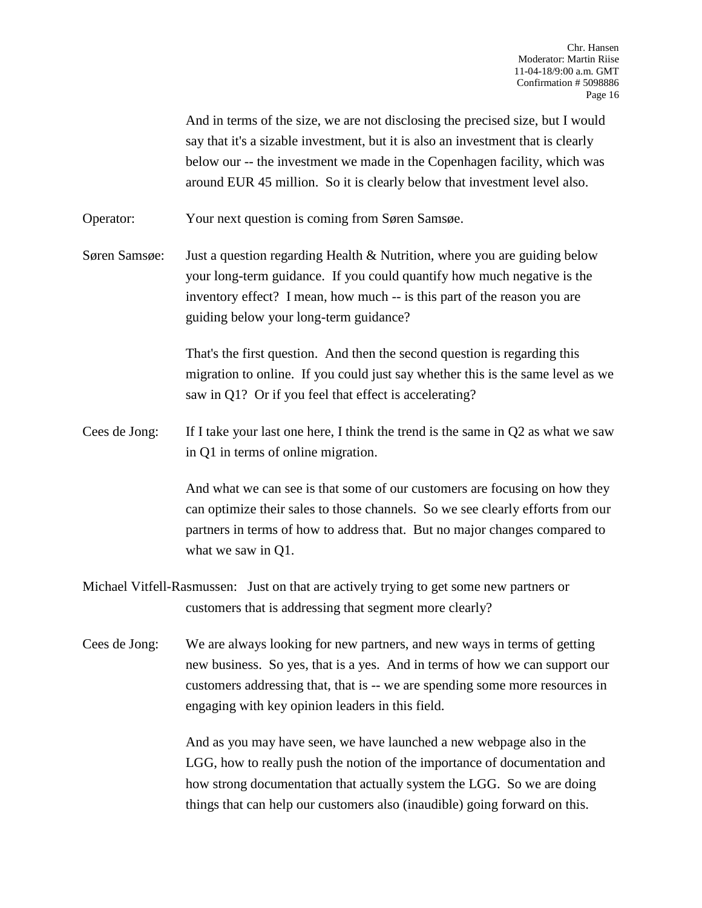And in terms of the size, we are not disclosing the precised size, but I would say that it's a sizable investment, but it is also an investment that is clearly below our -- the investment we made in the Copenhagen facility, which was around EUR 45 million. So it is clearly below that investment level also.

Operator: Your next question is coming from Søren Samsøe.

Søren Samsøe: Just a question regarding Health & Nutrition, where you are guiding below your long-term guidance. If you could quantify how much negative is the inventory effect? I mean, how much -- is this part of the reason you are guiding below your long-term guidance?

That's the first question. And then the second question is regarding this migration to online. If you could just say whether this is the same level as we saw in Q1? Or if you feel that effect is accelerating?

Cees de Jong: If I take your last one here, I think the trend is the same in Q2 as what we saw in Q1 in terms of online migration.

And what we can see is that some of our customers are focusing on how they can optimize their sales to those channels. So we see clearly efforts from our partners in terms of how to address that. But no major changes compared to what we saw in Q1.

Michael Vitfell-Rasmussen: Just on that are actively trying to get some new partners or customers that is addressing that segment more clearly?

Cees de Jong: We are always looking for new partners, and new ways in terms of getting new business. So yes, that is a yes. And in terms of how we can support our customers addressing that, that is -- we are spending some more resources in engaging with key opinion leaders in this field.

And as you may have seen, we have launched a new webpage also in the LGG, how to really push the notion of the importance of documentation and how strong documentation that actually system the LGG. So we are doing things that can help our customers also (inaudible) going forward on this.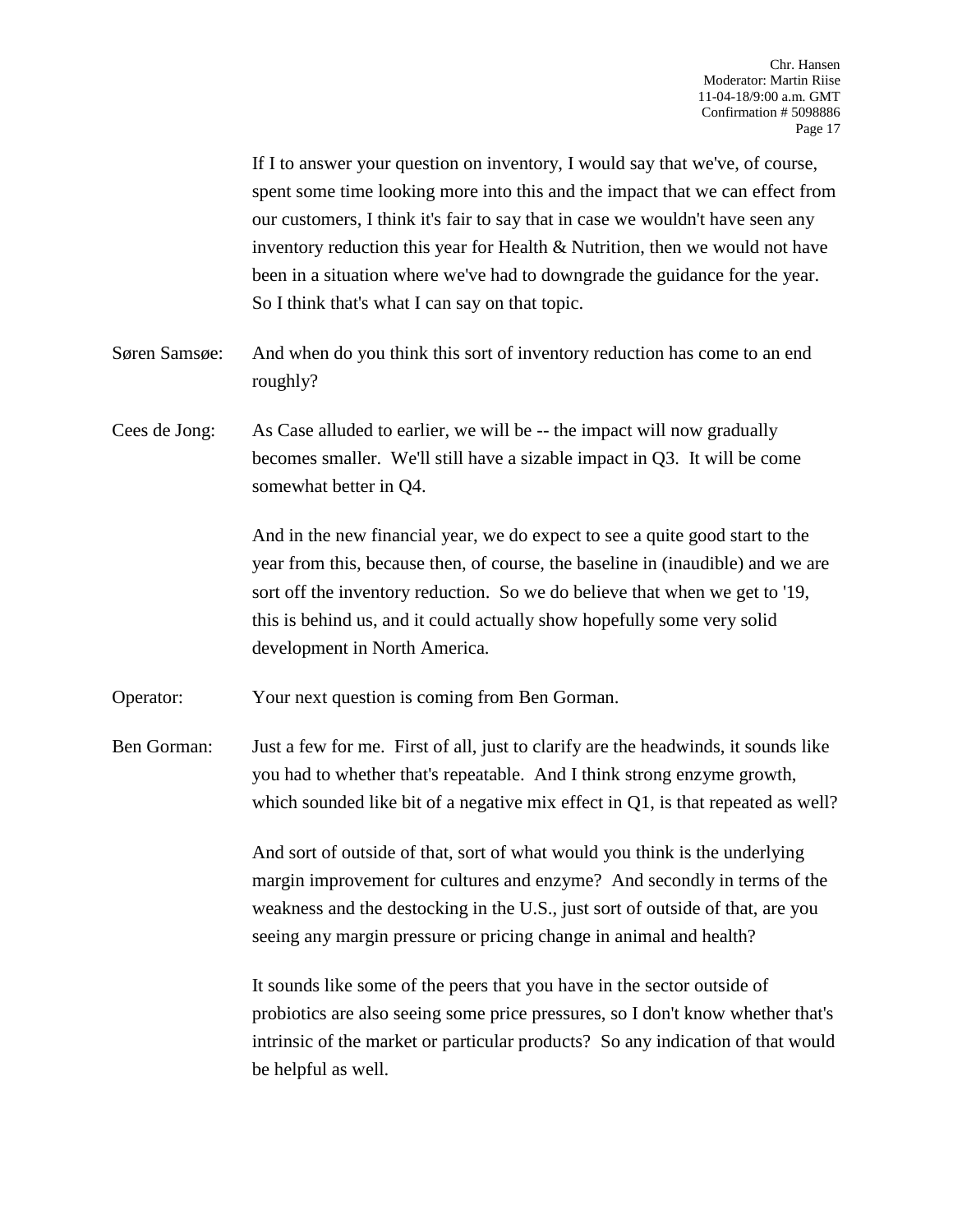If I to answer your question on inventory, I would say that we've, of course, spent some time looking more into this and the impact that we can effect from our customers, I think it's fair to say that in case we wouldn't have seen any inventory reduction this year for Health & Nutrition, then we would not have been in a situation where we've had to downgrade the guidance for the year. So I think that's what I can say on that topic.

Søren Samsøe: And when do you think this sort of inventory reduction has come to an end roughly?

Cees de Jong: As Case alluded to earlier, we will be -- the impact will now gradually becomes smaller. We'll still have a sizable impact in Q3. It will be come somewhat better in Q4.

And in the new financial year, we do expect to see a quite good start to the year from this, because then, of course, the baseline in (inaudible) and we are sort off the inventory reduction. So we do believe that when we get to '19, this is behind us, and it could actually show hopefully some very solid development in North America.

Operator: Your next question is coming from Ben Gorman.

Ben Gorman: Just a few for me. First of all, just to clarify are the headwinds, it sounds like you had to whether that's repeatable. And I think strong enzyme growth, which sounded like bit of a negative mix effect in Q1, is that repeated as well?

And sort of outside of that, sort of what would you think is the underlying margin improvement for cultures and enzyme? And secondly in terms of the weakness and the destocking in the U.S., just sort of outside of that, are you seeing any margin pressure or pricing change in animal and health?

It sounds like some of the peers that you have in the sector outside of probiotics are also seeing some price pressures, so I don't know whether that's intrinsic of the market or particular products? So any indication of that would be helpful as well.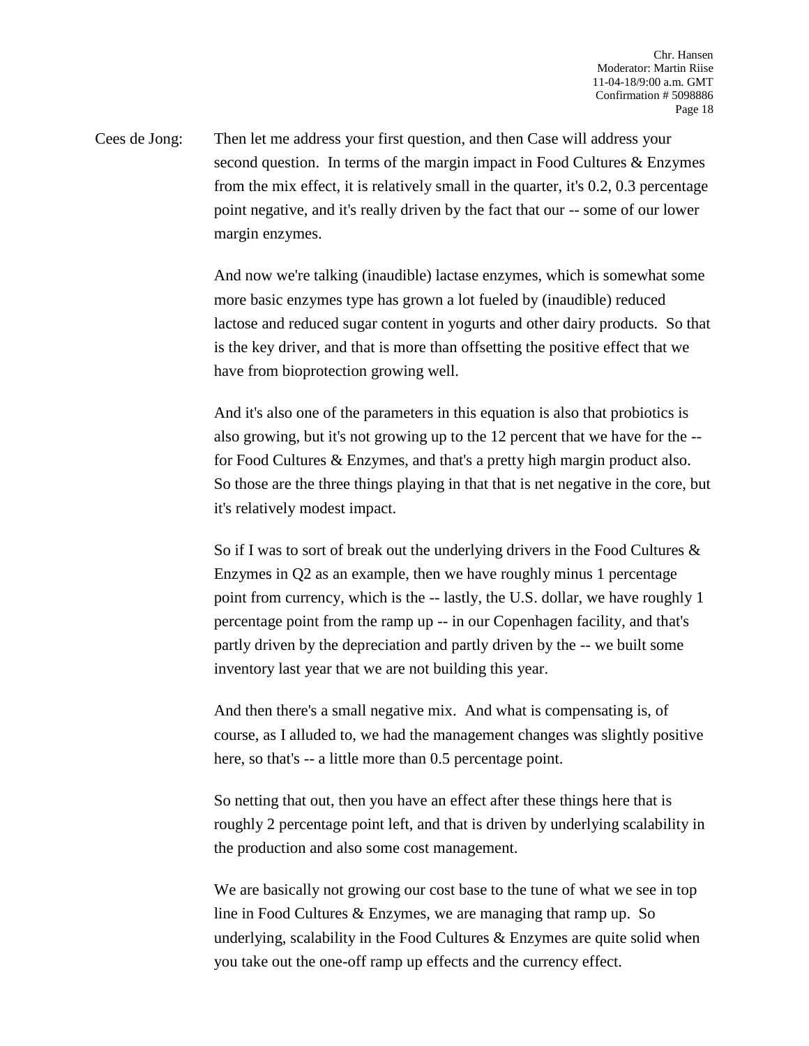Cees de Jong: Then let me address your first question, and then Case will address your second question. In terms of the margin impact in Food Cultures & Enzymes from the mix effect, it is relatively small in the quarter, it's 0.2, 0.3 percentage point negative, and it's really driven by the fact that our -- some of our lower margin enzymes.

And now we're talking (inaudible) lactase enzymes, which is somewhat some more basic enzymes type has grown a lot fueled by (inaudible) reduced lactose and reduced sugar content in yogurts and other dairy products. So that is the key driver, and that is more than offsetting the positive effect that we have from bioprotection growing well.

And it's also one of the parameters in this equation is also that probiotics is also growing, but it's not growing up to the 12 percent that we have for the -- for Food Cultures & Enzymes, and that's a pretty high margin product also. So those are the three things playing in that that is net negative in the core, but it's relatively modest impact.

So if I was to sort of break out the underlying drivers in the Food Cultures & Enzymes in Q2 as an example, then we have roughly minus 1 percentage point from currency, which is the -- lastly, the U.S. dollar, we have roughly 1 percentage point from the ramp up -- in our Copenhagen facility, and that's partly driven by the depreciation and partly driven by the -- we built some inventory last year that we are not building this year.

And then there's a small negative mix. And what is compensating is, of course, as I alluded to, we had the management changes was slightly positive here, so that's -- a little more than 0.5 percentage point.

So netting that out, then you have an effect after these things here that is roughly 2 percentage point left, and that is driven by underlying scalability in the production and also some cost management.

We are basically not growing our cost base to the tune of what we see in top line in Food Cultures & Enzymes, we are managing that ramp up. So underlying, scalability in the Food Cultures & Enzymes are quite solid when you take out the one-off ramp up effects and the currency effect.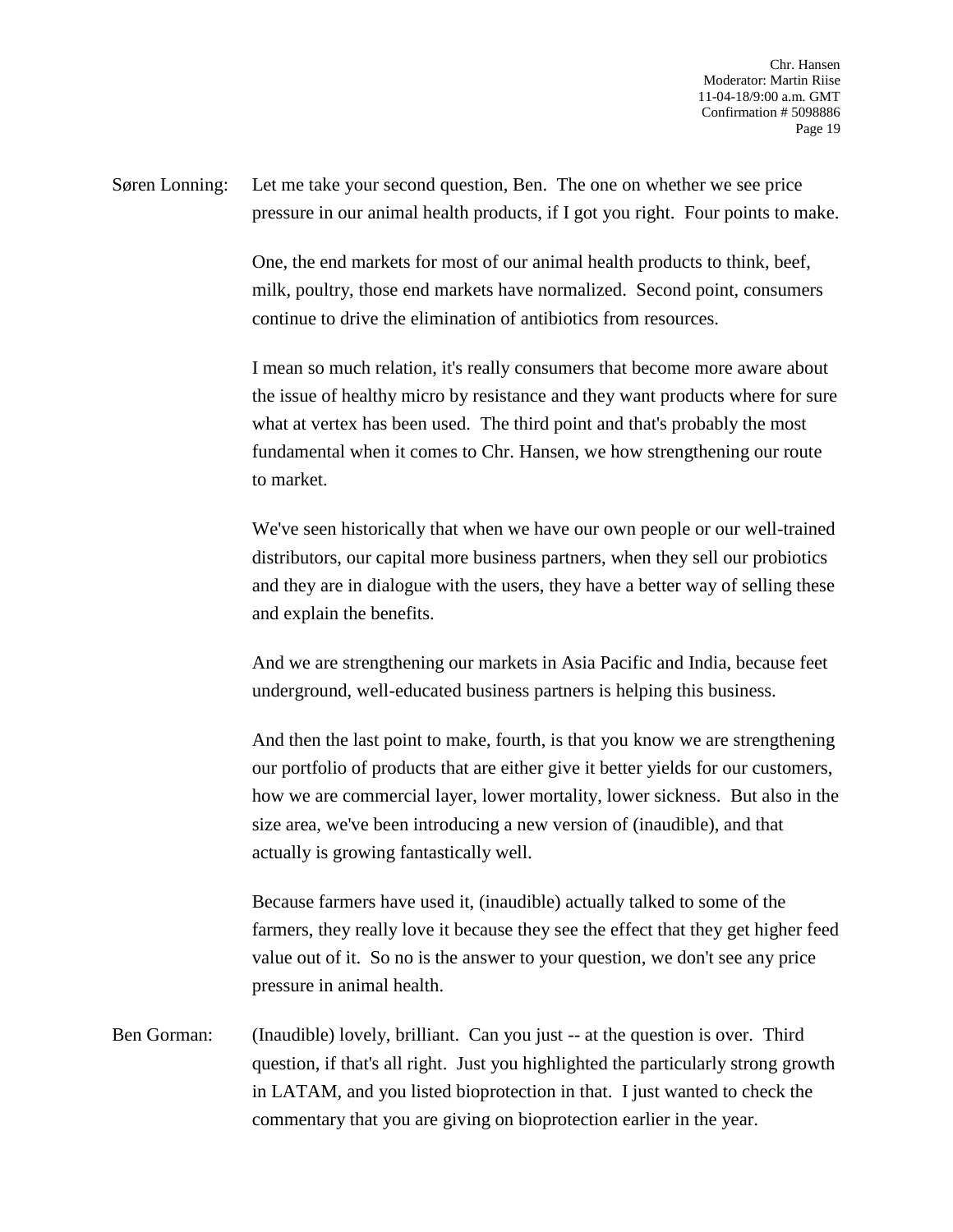Søren Lonning: Let me take your second question, Ben. The one on whether we see price pressure in our animal health products, if I got you right. Four points to make.

One, the end markets for most of our animal health products to think, beef, milk, poultry, those end markets have normalized. Second point, consumers continue to drive the elimination of antibiotics from resources.

I mean so much relation, it's really consumers that become more aware about the issue of healthy micro by resistance and they want products where for sure what at vertex has been used. The third point and that's probably the most fundamental when it comes to Chr. Hansen, we how strengthening our route to market.

We've seen historically that when we have our own people or our well-trained distributors, our capital more business partners, when they sell our probiotics and they are in dialogue with the users, they have a better way of selling these and explain the benefits.

And we are strengthening our markets in Asia Pacific and India, because feet underground, well-educated business partners is helping this business.

And then the last point to make, fourth, is that you know we are strengthening our portfolio of products that are either give it better yields for our customers, how we are commercial layer, lower mortality, lower sickness. But also in the size area, we've been introducing a new version of (inaudible), and that actually is growing fantastically well.

Because farmers have used it, (inaudible) actually talked to some of the farmers, they really love it because they see the effect that they get higher feed value out of it. So no is the answer to your question, we don't see any price pressure in animal health.

Ben Gorman: (Inaudible) lovely, brilliant. Can you just -- at the question is over. Third question, if that's all right. Just you highlighted the particularly strong growth in LATAM, and you listed bioprotection in that. I just wanted to check the commentary that you are giving on bioprotection earlier in the year.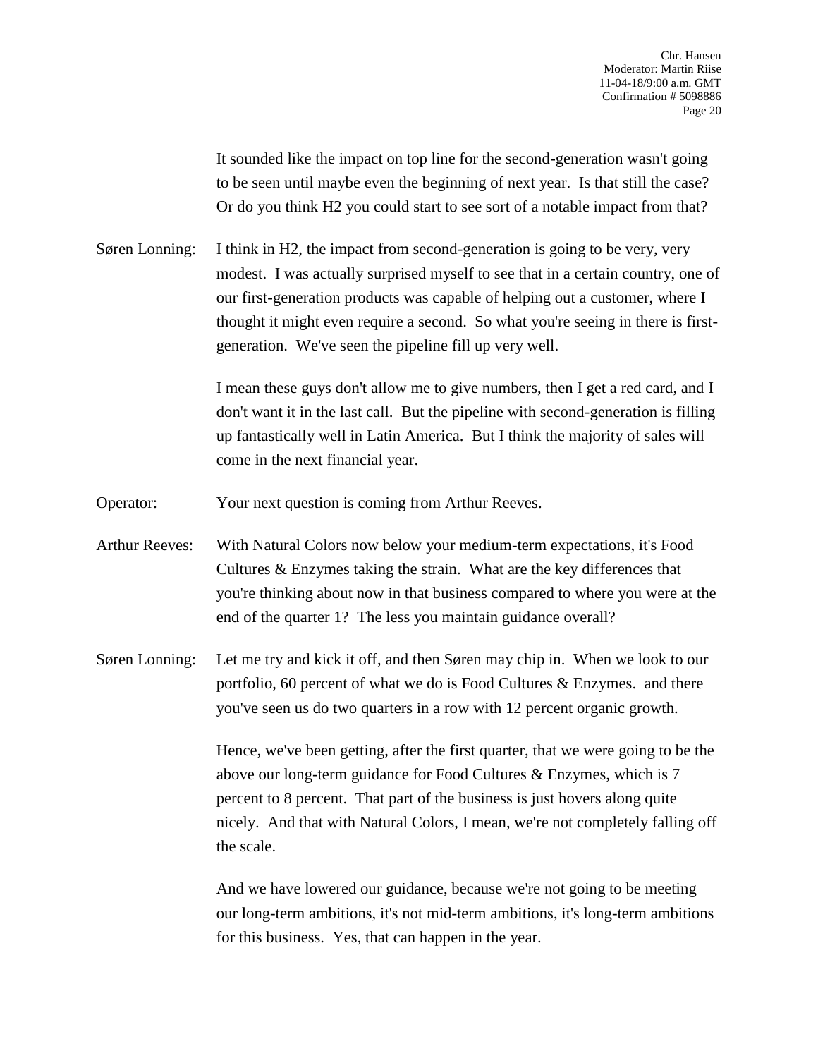It sounded like the impact on top line for the second-generation wasn't going to be seen until maybe even the beginning of next year. Is that still the case? Or do you think H2 you could start to see sort of a notable impact from that?

Søren Lonning: I think in H2, the impact from second-generation is going to be very, very modest. I was actually surprised myself to see that in a certain country, one of our first-generation products was capable of helping out a customer, where I thought it might even require a second. So what you're seeing in there is first-generation. We've seen the pipeline fill up very well.

I mean these guys don't allow me to give numbers, then I get a red card, and I don't want it in the last call. But the pipeline with second-generation is filling up fantastically well in Latin America. But I think the majority of sales will come in the next financial year.

Operator: Your next question is coming from Arthur Reeves.

Arthur Reeves: With Natural Colors now below your medium-term expectations, it's Food Cultures & Enzymes taking the strain. What are the key differences that you're thinking about now in that business compared to where you were at the end of the quarter 1? The less you maintain guidance overall?

Søren Lonning: Let me try and kick it off, and then Søren may chip in. When we look to our portfolio, 60 percent of what we do is Food Cultures & Enzymes. and there you've seen us do two quarters in a row with 12 percent organic growth.

Hence, we've been getting, after the first quarter, that we were going to be the above our long-term guidance for Food Cultures & Enzymes, which is 7 percent to 8 percent. That part of the business is just hovers along quite nicely. And that with Natural Colors, I mean, we're not completely falling off the scale.

And we have lowered our guidance, because we're not going to be meeting our long-term ambitions, it's not mid-term ambitions, it's long-term ambitions for this business. Yes, that can happen in the year.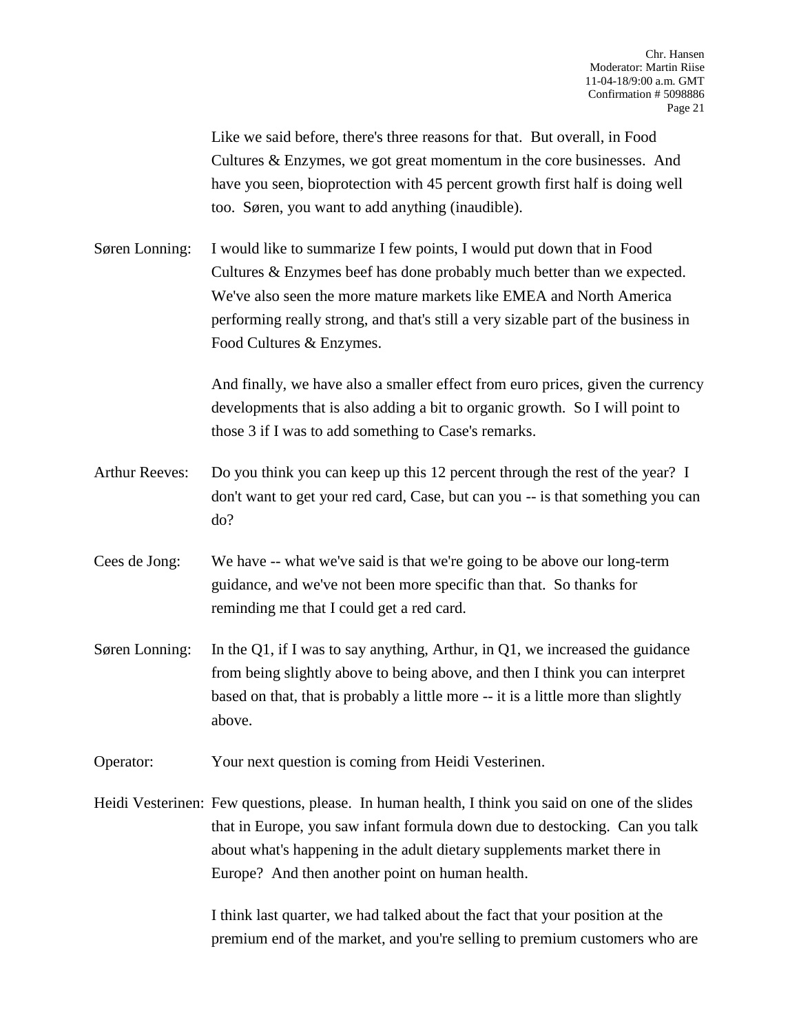Like we said before, there's three reasons for that. But overall, in Food Cultures & Enzymes, we got great momentum in the core businesses. And have you seen, bioprotection with 45 percent growth first half is doing well too. Søren, you want to add anything (inaudible).

Søren Lonning: I would like to summarize I few points, I would put down that in Food Cultures & Enzymes beef has done probably much better than we expected. We've also seen the more mature markets like EMEA and North America performing really strong, and that's still a very sizable part of the business in Food Cultures & Enzymes.

And finally, we have also a smaller effect from euro prices, given the currency developments that is also adding a bit to organic growth. So I will point to those 3 if I was to add something to Case's remarks.

Arthur Reeves: Do you think you can keep up this 12 percent through the rest of the year? I don't want to get your red card, Case, but can you -- is that something you can do?

Cees de Jong: We have -- what we've said is that we're going to be above our long-term guidance, and we've not been more specific than that. So thanks for reminding me that I could get a red card.

Søren Lonning: In the Q1, if I was to say anything, Arthur, in Q1, we increased the guidance from being slightly above to being above, and then I think you can interpret based on that, that is probably a little more -- it is a little more than slightly above.

Operator: Your next question is coming from Heidi Vesterinen.

Heidi Vesterinen: Few questions, please. In human health, I think you said on one of the slides that in Europe, you saw infant formula down due to destocking. Can you talk about what's happening in the adult dietary supplements market there in Europe? And then another point on human health.

I think last quarter, we had talked about the fact that your position at the premium end of the market, and you're selling to premium customers who are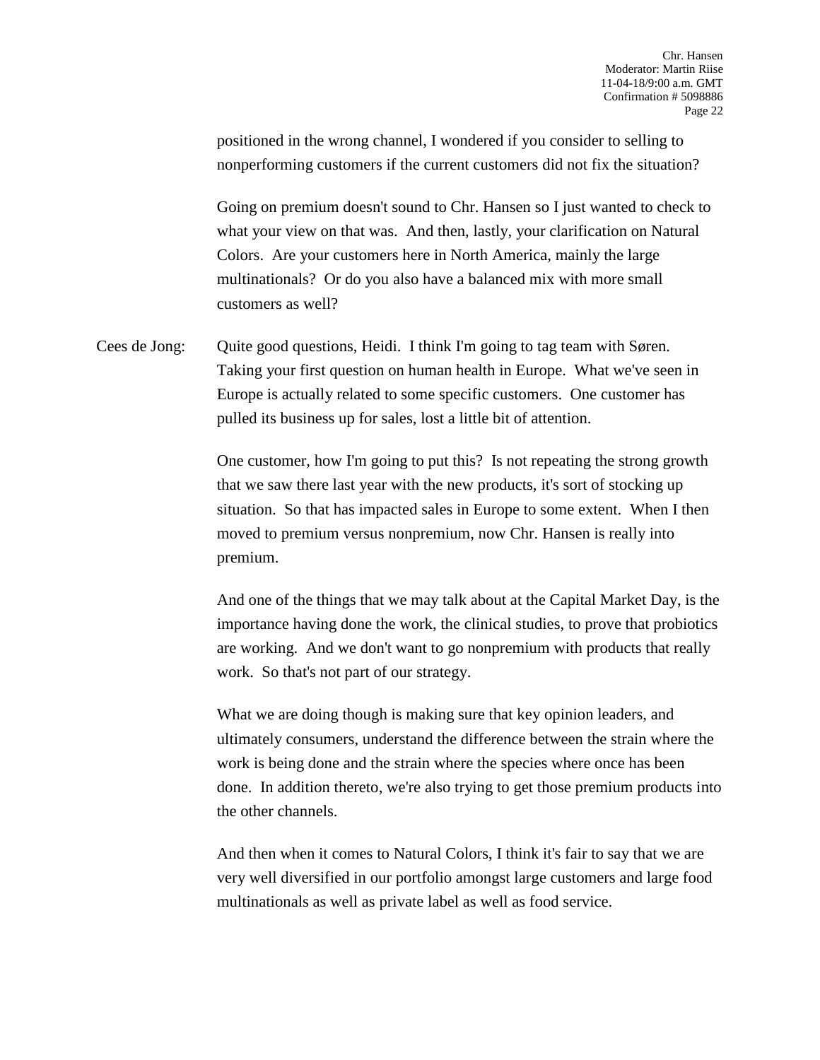positioned in the wrong channel, I wondered if you consider to selling to nonperforming customers if the current customers did not fix the situation?

Going on premium doesn't sound to Chr. Hansen so I just wanted to check to what your view on that was. And then, lastly, your clarification on Natural Colors. Are your customers here in North America, mainly the large multinationals? Or do you also have a balanced mix with more small customers as well?

Cees de Jong: Quite good questions, Heidi. I think I'm going to tag team with Søren. Taking your first question on human health in Europe. What we've seen in Europe is actually related to some specific customers. One customer has pulled its business up for sales, lost a little bit of attention.

One customer, how I'm going to put this? Is not repeating the strong growth that we saw there last year with the new products, it's sort of stocking up situation. So that has impacted sales in Europe to some extent. When I then moved to premium versus nonpremium, now Chr. Hansen is really into premium.

And one of the things that we may talk about at the Capital Market Day, is the importance having done the work, the clinical studies, to prove that probiotics are working. And we don't want to go nonpremium with products that really work. So that's not part of our strategy.

What we are doing though is making sure that key opinion leaders, and ultimately consumers, understand the difference between the strain where the work is being done and the strain where the species where once has been done. In addition thereto, we're also trying to get those premium products into the other channels.

And then when it comes to Natural Colors, I think it's fair to say that we are very well diversified in our portfolio amongst large customers and large food multinationals as well as private label as well as food service.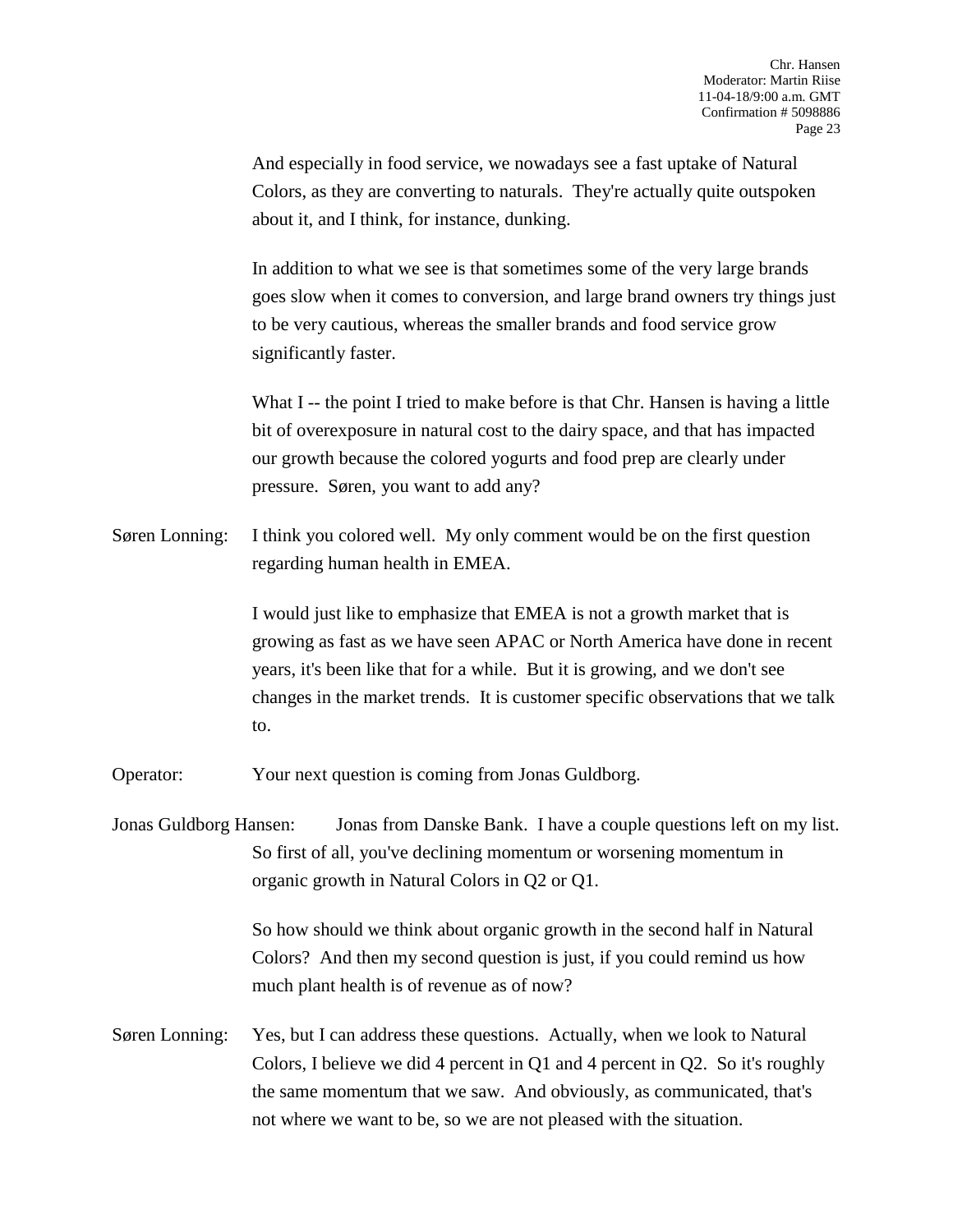And especially in food service, we nowadays see a fast uptake of Natural Colors, as they are converting to naturals. They're actually quite outspoken about it, and I think, for instance, dunking.

In addition to what we see is that sometimes some of the very large brands goes slow when it comes to conversion, and large brand owners try things just to be very cautious, whereas the smaller brands and food service grow significantly faster.

What I -- the point I tried to make before is that Chr. Hansen is having a little bit of overexposure in natural cost to the dairy space, and that has impacted our growth because the colored yogurts and food prep are clearly under pressure. Søren, you want to add any?

Søren Lonning: I think you colored well. My only comment would be on the first question regarding human health in EMEA.

I would just like to emphasize that EMEA is not a growth market that is growing as fast as we have seen APAC or North America have done in recent years, it's been like that for a while. But it is growing, and we don't see changes in the market trends. It is customer specific observations that we talk to.

Operator: Your next question is coming from Jonas Guldborg.

Jonas Guldborg Hansen: Jonas from Danske Bank. I have a couple questions left on my list. So first of all, you've declining momentum or worsening momentum in organic growth in Natural Colors in Q2 or Q1.

So how should we think about organic growth in the second half in Natural Colors? And then my second question is just, if you could remind us how much plant health is of revenue as of now?

Søren Lonning: Yes, but I can address these questions. Actually, when we look to Natural Colors, I believe we did 4 percent in Q1 and 4 percent in Q2. So it's roughly the same momentum that we saw. And obviously, as communicated, that's not where we want to be, so we are not pleased with the situation.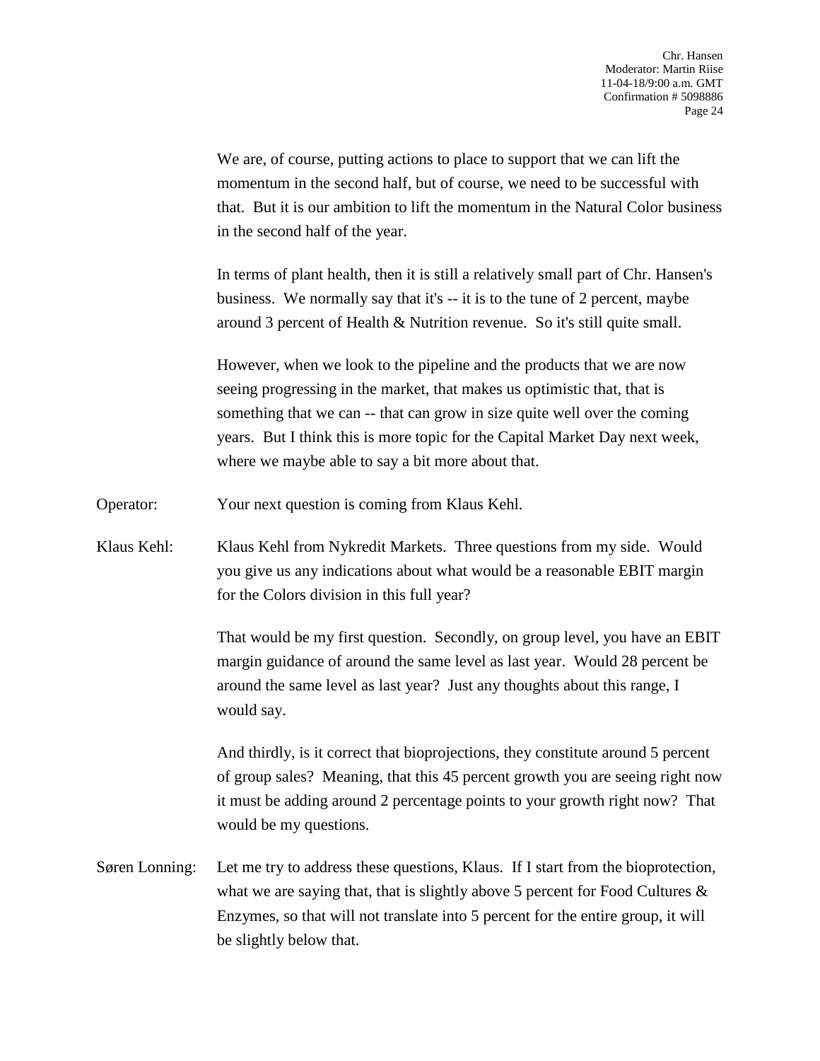We are, of course, putting actions to place to support that we can lift the momentum in the second half, but of course, we need to be successful with that. But it is our ambition to lift the momentum in the Natural Color business in the second half of the year.

In terms of plant health, then it is still a relatively small part of Chr. Hansen's business. We normally say that it's -- it is to the tune of 2 percent, maybe around 3 percent of Health & Nutrition revenue. So it's still quite small.

However, when we look to the pipeline and the products that we are now seeing progressing in the market, that makes us optimistic that, that is something that we can -- that can grow in size quite well over the coming years. But I think this is more topic for the Capital Market Day next week, where we maybe able to say a bit more about that.

Operator: Your next question is coming from Klaus Kehl.

Klaus Kehl: Klaus Kehl from Nykredit Markets. Three questions from my side. Would you give us any indications about what would be a reasonable EBIT margin for the Colors division in this full year?

That would be my first question. Secondly, on group level, you have an EBIT margin guidance of around the same level as last year. Would 28 percent be around the same level as last year? Just any thoughts about this range, I would say.

And thirdly, is it correct that bioprojections, they constitute around 5 percent of group sales? Meaning, that this 45 percent growth you are seeing right now it must be adding around 2 percentage points to your growth right now? That would be my questions.

Søren Lonning: Let me try to address these questions, Klaus. If I start from the bioprotection, what we are saying that, that is slightly above 5 percent for Food Cultures & Enzymes, so that will not translate into 5 percent for the entire group, it will be slightly below that.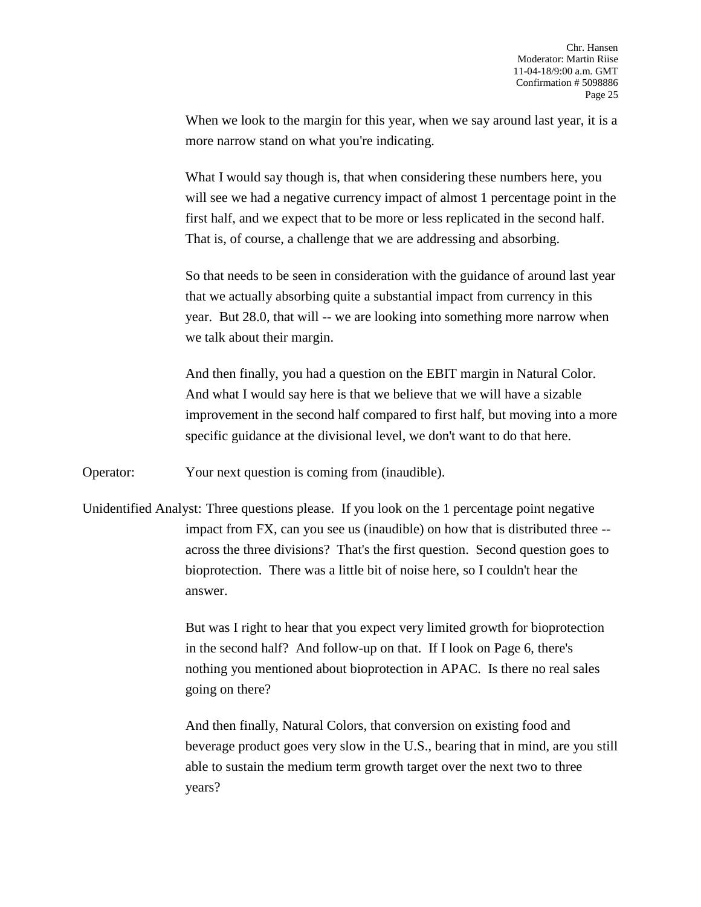When we look to the margin for this year, when we say around last year, it is a more narrow stand on what you're indicating.

What I would say though is, that when considering these numbers here, you will see we had a negative currency impact of almost 1 percentage point in the first half, and we expect that to be more or less replicated in the second half. That is, of course, a challenge that we are addressing and absorbing.

So that needs to be seen in consideration with the guidance of around last year that we actually absorbing quite a substantial impact from currency in this year. But 28.0, that will -- we are looking into something more narrow when we talk about their margin.

And then finally, you had a question on the EBIT margin in Natural Color. And what I would say here is that we believe that we will have a sizable improvement in the second half compared to first half, but moving into a more specific guidance at the divisional level, we don't want to do that here.

Operator: Your next question is coming from (inaudible).

Unidentified Analyst: Three questions please. If you look on the 1 percentage point negative impact from FX, can you see us (inaudible) on how that is distributed three -- across the three divisions? That's the first question. Second question goes to bioprotection. There was a little bit of noise here, so I couldn't hear the answer.

But was I right to hear that you expect very limited growth for bioprotection in the second half? And follow-up on that. If I look on Page 6, there's nothing you mentioned about bioprotection in APAC. Is there no real sales going on there?

And then finally, Natural Colors, that conversion on existing food and beverage product goes very slow in the U.S., bearing that in mind, are you still able to sustain the medium term growth target over the next two to three years?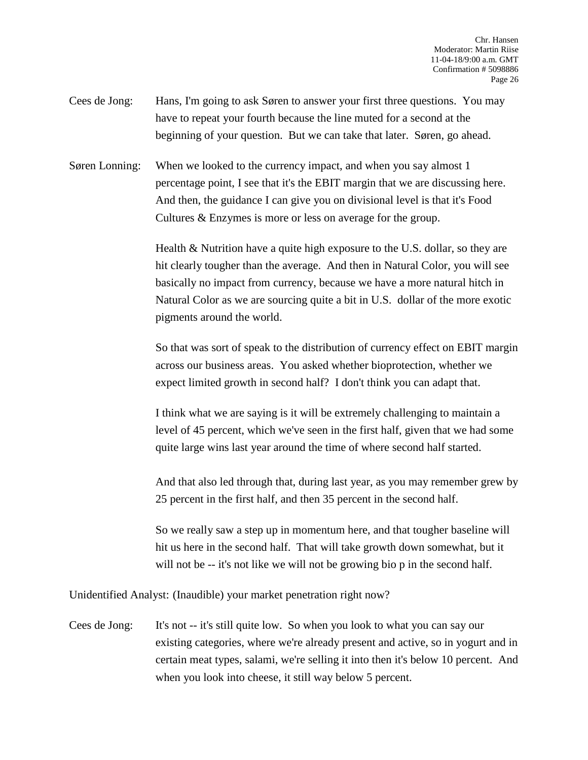Cees de Jong: Hans, I'm going to ask Søren to answer your first three questions. You may have to repeat your fourth because the line muted for a second at the beginning of your question. But we can take that later. Søren, go ahead.

Søren Lonning: When we looked to the currency impact, and when you say almost 1 percentage point, I see that it's the EBIT margin that we are discussing here. And then, the guidance I can give you on divisional level is that it's Food Cultures & Enzymes is more or less on average for the group.

Health & Nutrition have a quite high exposure to the U.S. dollar, so they are hit clearly tougher than the average. And then in Natural Color, you will see basically no impact from currency, because we have a more natural hitch in Natural Color as we are sourcing quite a bit in U.S. dollar of the more exotic pigments around the world.

So that was sort of speak to the distribution of currency effect on EBIT margin across our business areas. You asked whether bioprotection, whether we expect limited growth in second half? I don't think you can adapt that.

I think what we are saying is it will be extremely challenging to maintain a level of 45 percent, which we've seen in the first half, given that we had some quite large wins last year around the time of where second half started.

And that also led through that, during last year, as you may remember grew by 25 percent in the first half, and then 35 percent in the second half.

So we really saw a step up in momentum here, and that tougher baseline will hit us here in the second half. That will take growth down somewhat, but it will not be -- it's not like we will not be growing bio p in the second half.

Unidentified Analyst: (Inaudible) your market penetration right now?

Cees de Jong: It's not -- it's still quite low. So when you look to what you can say our existing categories, where we're already present and active, so in yogurt and in certain meat types, salami, we're selling it into then it's below 10 percent. And when you look into cheese, it still way below 5 percent.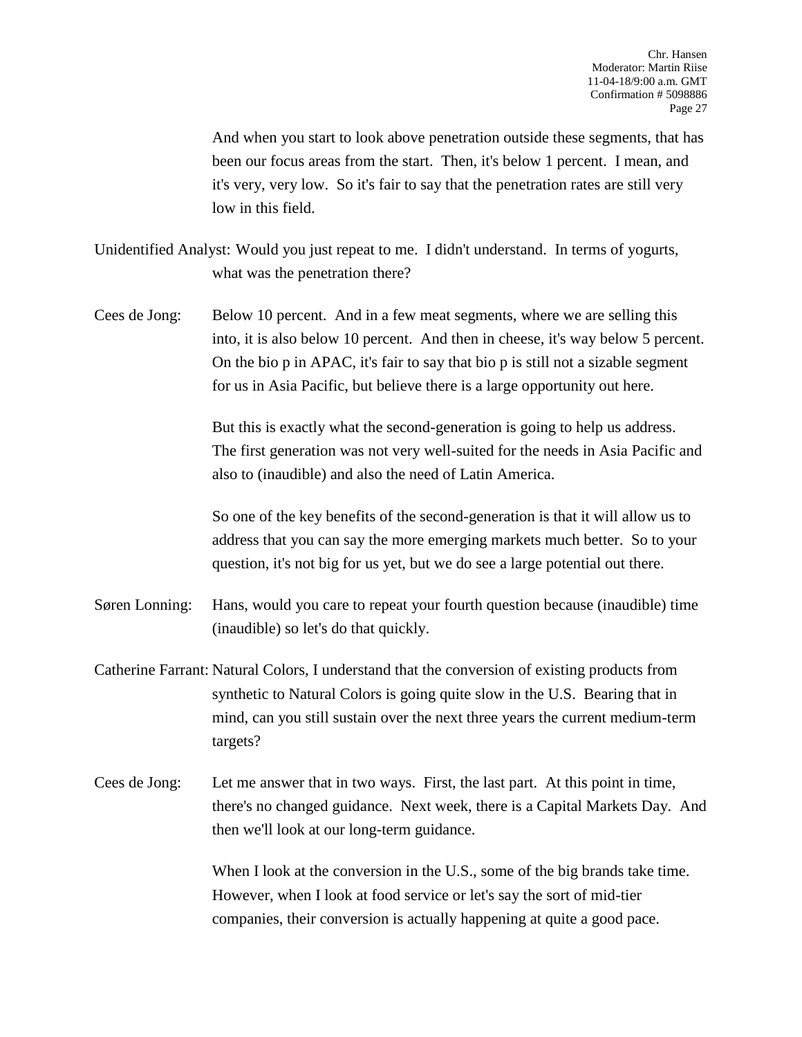And when you start to look above penetration outside these segments, that has been our focus areas from the start. Then, it's below 1 percent. I mean, and it's very, very low. So it's fair to say that the penetration rates are still very low in this field.

Unidentified Analyst: Would you just repeat to me. I didn't understand. In terms of yogurts, what was the penetration there?

Cees de Jong: Below 10 percent. And in a few meat segments, where we are selling this into, it is also below 10 percent. And then in cheese, it's way below 5 percent. On the bio p in APAC, it's fair to say that bio p is still not a sizable segment for us in Asia Pacific, but believe there is a large opportunity out here.

But this is exactly what the second-generation is going to help us address. The first generation was not very well-suited for the needs in Asia Pacific and also to (inaudible) and also the need of Latin America.

So one of the key benefits of the second-generation is that it will allow us to address that you can say the more emerging markets much better. So to your question, it's not big for us yet, but we do see a large potential out there.

Søren Lonning: Hans, would you care to repeat your fourth question because (inaudible) time (inaudible) so let's do that quickly.

Catherine Farrant: Natural Colors, I understand that the conversion of existing products from synthetic to Natural Colors is going quite slow in the U.S. Bearing that in mind, can you still sustain over the next three years the current medium-term targets?

Cees de Jong: Let me answer that in two ways. First, the last part. At this point in time, there's no changed guidance. Next week, there is a Capital Markets Day. And then we'll look at our long-term guidance.

When I look at the conversion in the U.S., some of the big brands take time. However, when I look at food service or let's say the sort of mid-tier companies, their conversion is actually happening at quite a good pace.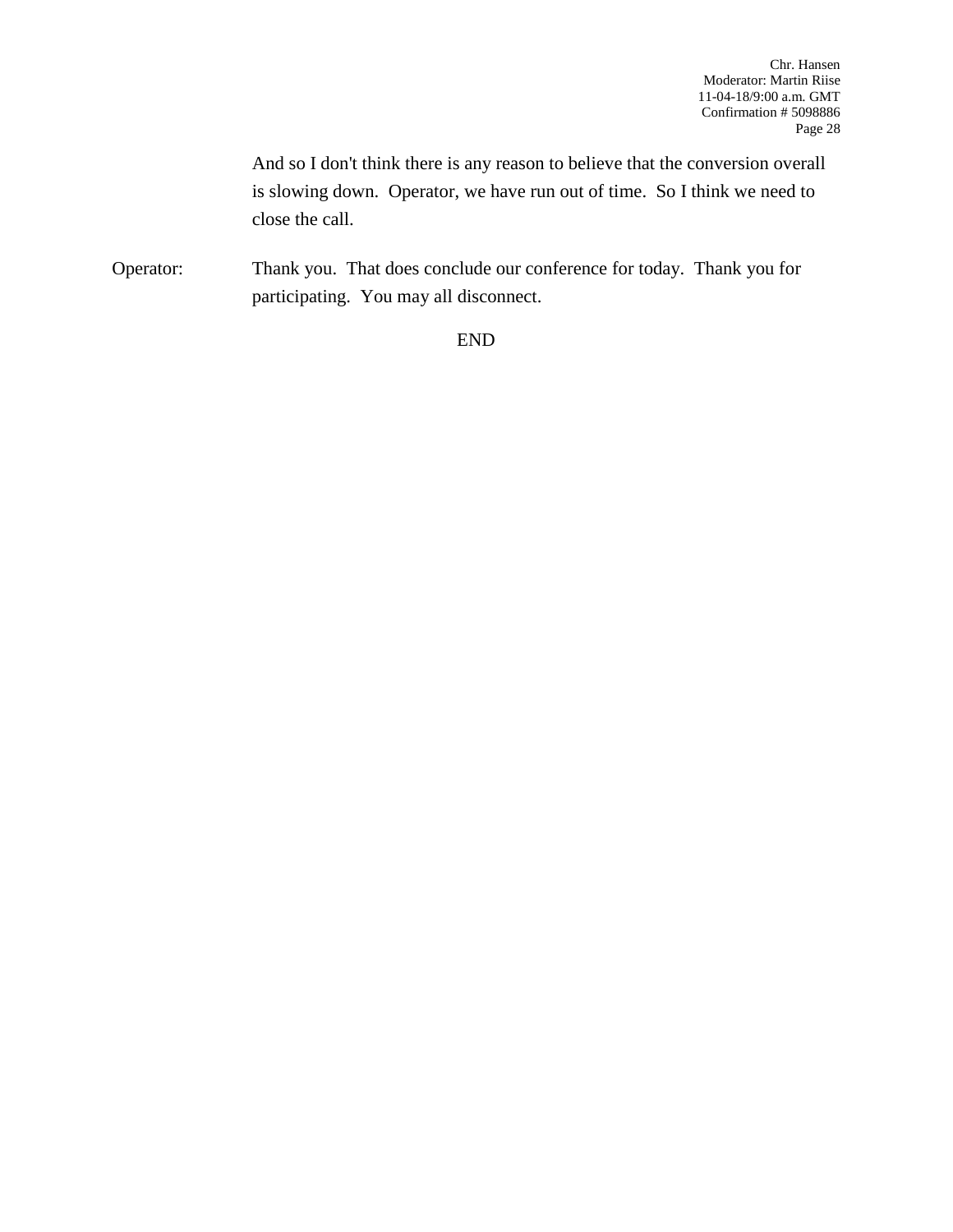And so I don't think there is any reason to believe that the conversion overall is slowing down. Operator, we have run out of time. So I think we need to close the call.

Operator: Thank you. That does conclude our conference for today. Thank you for participating. You may all disconnect.

END